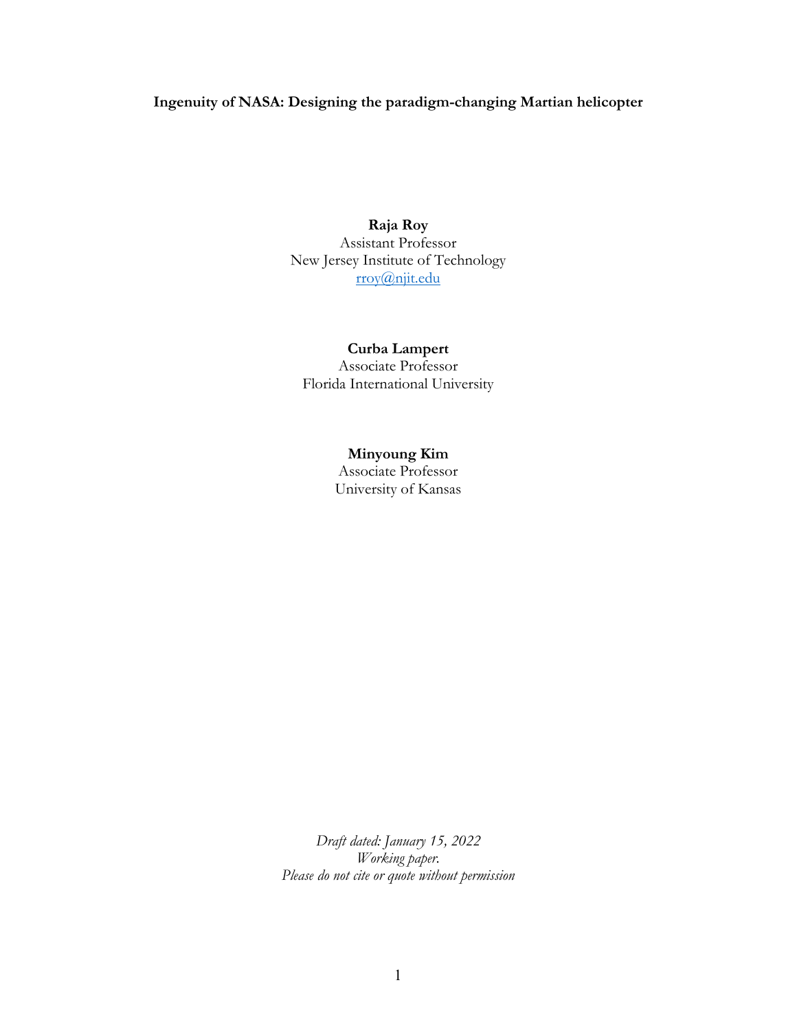**Ingenuity of NASA: Designing the paradigm-changing Martian helicopter**

**Raja Roy**
Assistant Professor
New Jersey Institute of Technology
rroy@njit.edu

**Curba Lampert**
Associate Professor
Florida International University

**Minyoung Kim**
Associate Professor
University of Kansas

*Draft dated: January 15, 2022*
*Working paper.*
*Please do not cite or quote without permission*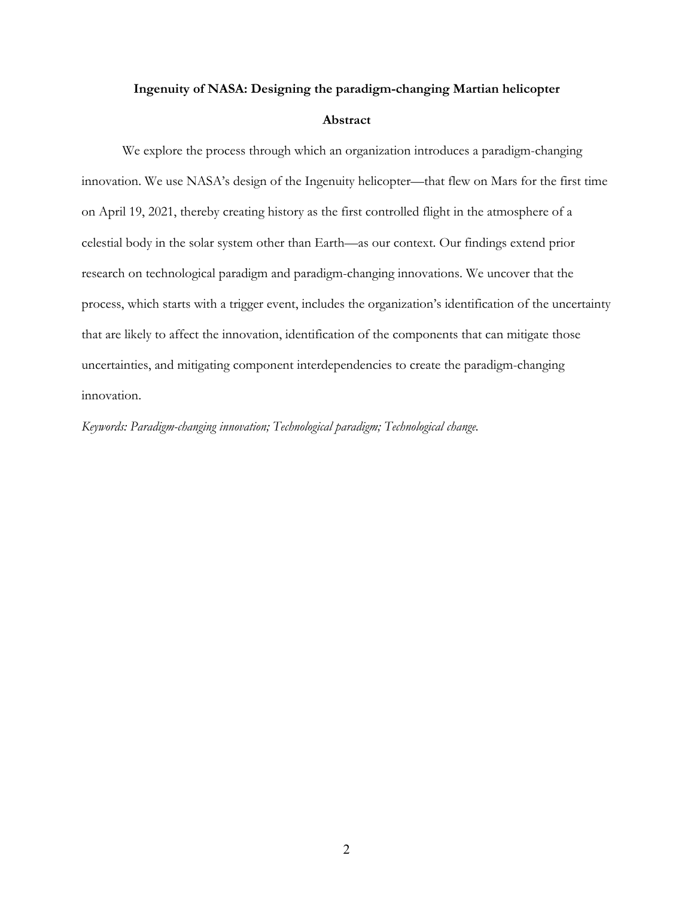**Ingenuity of NASA: Designing the paradigm-changing Martian helicopter**

**Abstract**

We explore the process through which an organization introduces a paradigm-changing innovation. We use NASA's design of the Ingenuity helicopter—that flew on Mars for the first time on April 19, 2021, thereby creating history as the first controlled flight in the atmosphere of a celestial body in the solar system other than Earth—as our context. Our findings extend prior research on technological paradigm and paradigm-changing innovations. We uncover that the process, which starts with a trigger event, includes the organization's identification of the uncertainty that are likely to affect the innovation, identification of the components that can mitigate those uncertainties, and mitigating component interdependencies to create the paradigm-changing innovation.

*Keywords: Paradigm-changing innovation; Technological paradigm; Technological change.*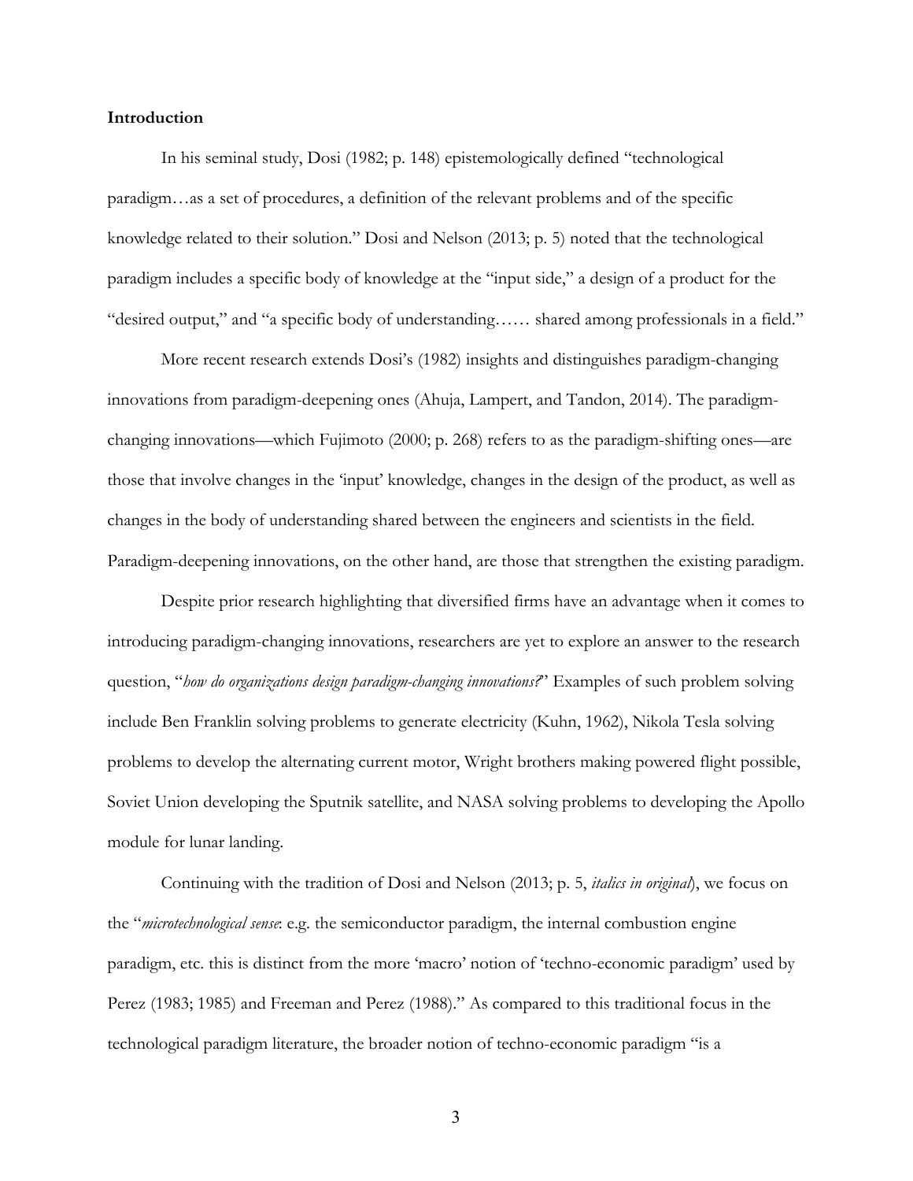**Introduction**

In his seminal study, Dosi (1982; p. 148) epistemologically defined "technological paradigm…as a set of procedures, a definition of the relevant problems and of the specific knowledge related to their solution." Dosi and Nelson (2013; p. 5) noted that the technological paradigm includes a specific body of knowledge at the "input side," a design of a product for the "desired output," and "a specific body of understanding…… shared among professionals in a field."

More recent research extends Dosi's (1982) insights and distinguishes paradigm-changing innovations from paradigm-deepening ones (Ahuja, Lampert, and Tandon, 2014). The paradigm-changing innovations—which Fujimoto (2000; p. 268) refers to as the paradigm-shifting ones—are those that involve changes in the 'input' knowledge, changes in the design of the product, as well as changes in the body of understanding shared between the engineers and scientists in the field. Paradigm-deepening innovations, on the other hand, are those that strengthen the existing paradigm.

Despite prior research highlighting that diversified firms have an advantage when it comes to introducing paradigm-changing innovations, researchers are yet to explore an answer to the research question, "*how do organizations design paradigm-changing innovations?*" Examples of such problem solving include Ben Franklin solving problems to generate electricity (Kuhn, 1962), Nikola Tesla solving problems to develop the alternating current motor, Wright brothers making powered flight possible, Soviet Union developing the Sputnik satellite, and NASA solving problems to developing the Apollo module for lunar landing.

Continuing with the tradition of Dosi and Nelson (2013; p. 5, *italics in original*), we focus on the "*microtechnological sense*: e.g. the semiconductor paradigm, the internal combustion engine paradigm, etc. this is distinct from the more 'macro' notion of 'techno-economic paradigm' used by Perez (1983; 1985) and Freeman and Perez (1988)." As compared to this traditional focus in the technological paradigm literature, the broader notion of techno-economic paradigm "is a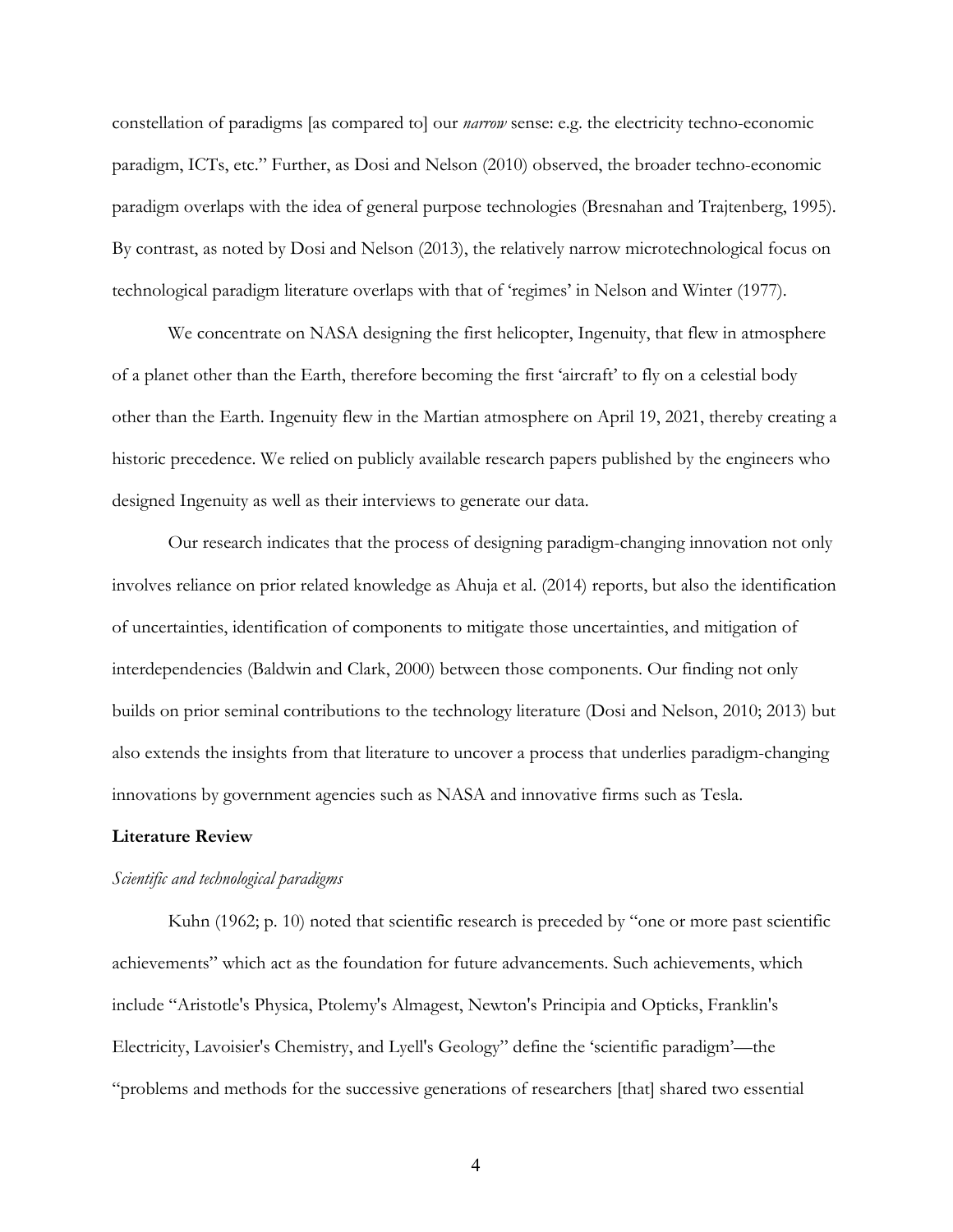constellation of paradigms [as compared to] our *narrow* sense: e.g. the electricity techno-economic paradigm, ICTs, etc." Further, as Dosi and Nelson (2010) observed, the broader techno-economic paradigm overlaps with the idea of general purpose technologies (Bresnahan and Trajtenberg, 1995). By contrast, as noted by Dosi and Nelson (2013), the relatively narrow microtechnological focus on technological paradigm literature overlaps with that of 'regimes' in Nelson and Winter (1977).

We concentrate on NASA designing the first helicopter, Ingenuity, that flew in atmosphere of a planet other than the Earth, therefore becoming the first 'aircraft' to fly on a celestial body other than the Earth. Ingenuity flew in the Martian atmosphere on April 19, 2021, thereby creating a historic precedence. We relied on publicly available research papers published by the engineers who designed Ingenuity as well as their interviews to generate our data.

Our research indicates that the process of designing paradigm-changing innovation not only involves reliance on prior related knowledge as Ahuja et al. (2014) reports, but also the identification of uncertainties, identification of components to mitigate those uncertainties, and mitigation of interdependencies (Baldwin and Clark, 2000) between those components. Our finding not only builds on prior seminal contributions to the technology literature (Dosi and Nelson, 2010; 2013) but also extends the insights from that literature to uncover a process that underlies paradigm-changing innovations by government agencies such as NASA and innovative firms such as Tesla.

**Literature Review**

*Scientific and technological paradigms*

Kuhn (1962; p. 10) noted that scientific research is preceded by "one or more past scientific achievements" which act as the foundation for future advancements. Such achievements, which include "Aristotle's Physica, Ptolemy's Almagest, Newton's Principia and Opticks, Franklin's Electricity, Lavoisier's Chemistry, and Lyell's Geology" define the 'scientific paradigm'—the "problems and methods for the successive generations of researchers [that] shared two essential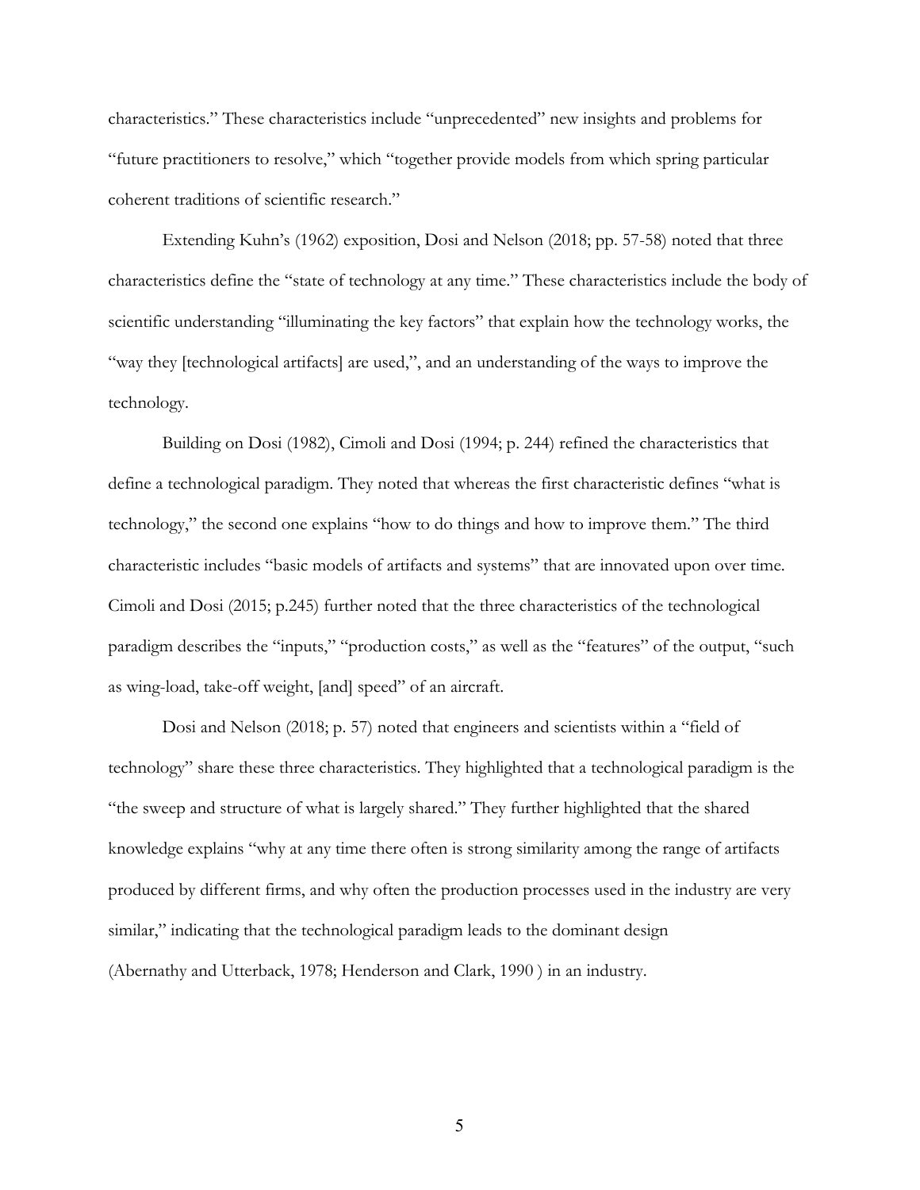characteristics." These characteristics include "unprecedented" new insights and problems for "future practitioners to resolve," which "together provide models from which spring particular coherent traditions of scientific research."

Extending Kuhn's (1962) exposition, Dosi and Nelson (2018; pp. 57-58) noted that three characteristics define the "state of technology at any time." These characteristics include the body of scientific understanding "illuminating the key factors" that explain how the technology works, the "way they [technological artifacts] are used,", and an understanding of the ways to improve the technology.

Building on Dosi (1982), Cimoli and Dosi (1994; p. 244) refined the characteristics that define a technological paradigm. They noted that whereas the first characteristic defines "what is technology," the second one explains "how to do things and how to improve them." The third characteristic includes "basic models of artifacts and systems" that are innovated upon over time. Cimoli and Dosi (2015; p.245) further noted that the three characteristics of the technological paradigm describes the "inputs," "production costs," as well as the "features" of the output, "such as wing-load, take-off weight, [and] speed" of an aircraft.

Dosi and Nelson (2018; p. 57) noted that engineers and scientists within a "field of technology" share these three characteristics. They highlighted that a technological paradigm is the "the sweep and structure of what is largely shared." They further highlighted that the shared knowledge explains "why at any time there often is strong similarity among the range of artifacts produced by different firms, and why often the production processes used in the industry are very similar," indicating that the technological paradigm leads to the dominant design (Abernathy and Utterback, 1978; Henderson and Clark, 1990 ) in an industry.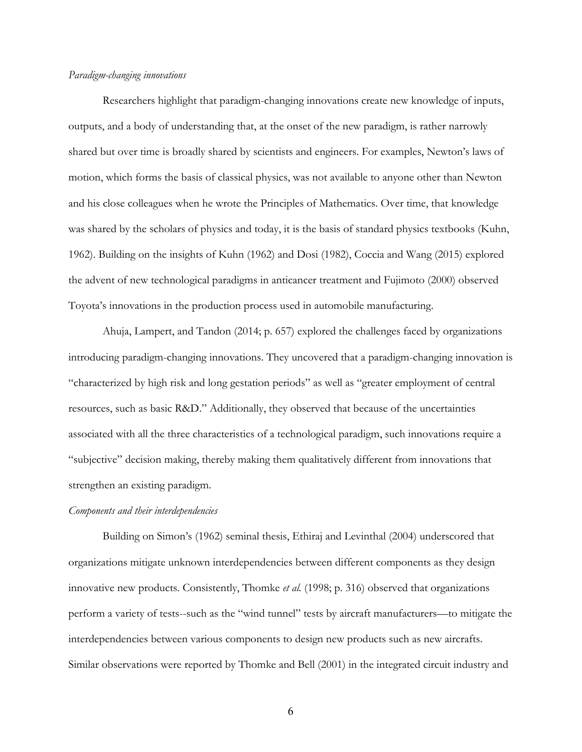*Paradigm-changing innovations*

Researchers highlight that paradigm-changing innovations create new knowledge of inputs, outputs, and a body of understanding that, at the onset of the new paradigm, is rather narrowly shared but over time is broadly shared by scientists and engineers. For examples, Newton's laws of motion, which forms the basis of classical physics, was not available to anyone other than Newton and his close colleagues when he wrote the Principles of Mathematics. Over time, that knowledge was shared by the scholars of physics and today, it is the basis of standard physics textbooks (Kuhn, 1962). Building on the insights of Kuhn (1962) and Dosi (1982), Coccia and Wang (2015) explored the advent of new technological paradigms in anticancer treatment and Fujimoto (2000) observed Toyota's innovations in the production process used in automobile manufacturing.

Ahuja, Lampert, and Tandon (2014; p. 657) explored the challenges faced by organizations introducing paradigm-changing innovations. They uncovered that a paradigm-changing innovation is "characterized by high risk and long gestation periods" as well as "greater employment of central resources, such as basic R&D." Additionally, they observed that because of the uncertainties associated with all the three characteristics of a technological paradigm, such innovations require a "subjective" decision making, thereby making them qualitatively different from innovations that strengthen an existing paradigm.

*Components and their interdependencies*

Building on Simon's (1962) seminal thesis, Ethiraj and Levinthal (2004) underscored that organizations mitigate unknown interdependencies between different components as they design innovative new products. Consistently, Thomke *et al.* (1998; p. 316) observed that organizations perform a variety of tests--such as the "wind tunnel" tests by aircraft manufacturers—to mitigate the interdependencies between various components to design new products such as new aircrafts. Similar observations were reported by Thomke and Bell (2001) in the integrated circuit industry and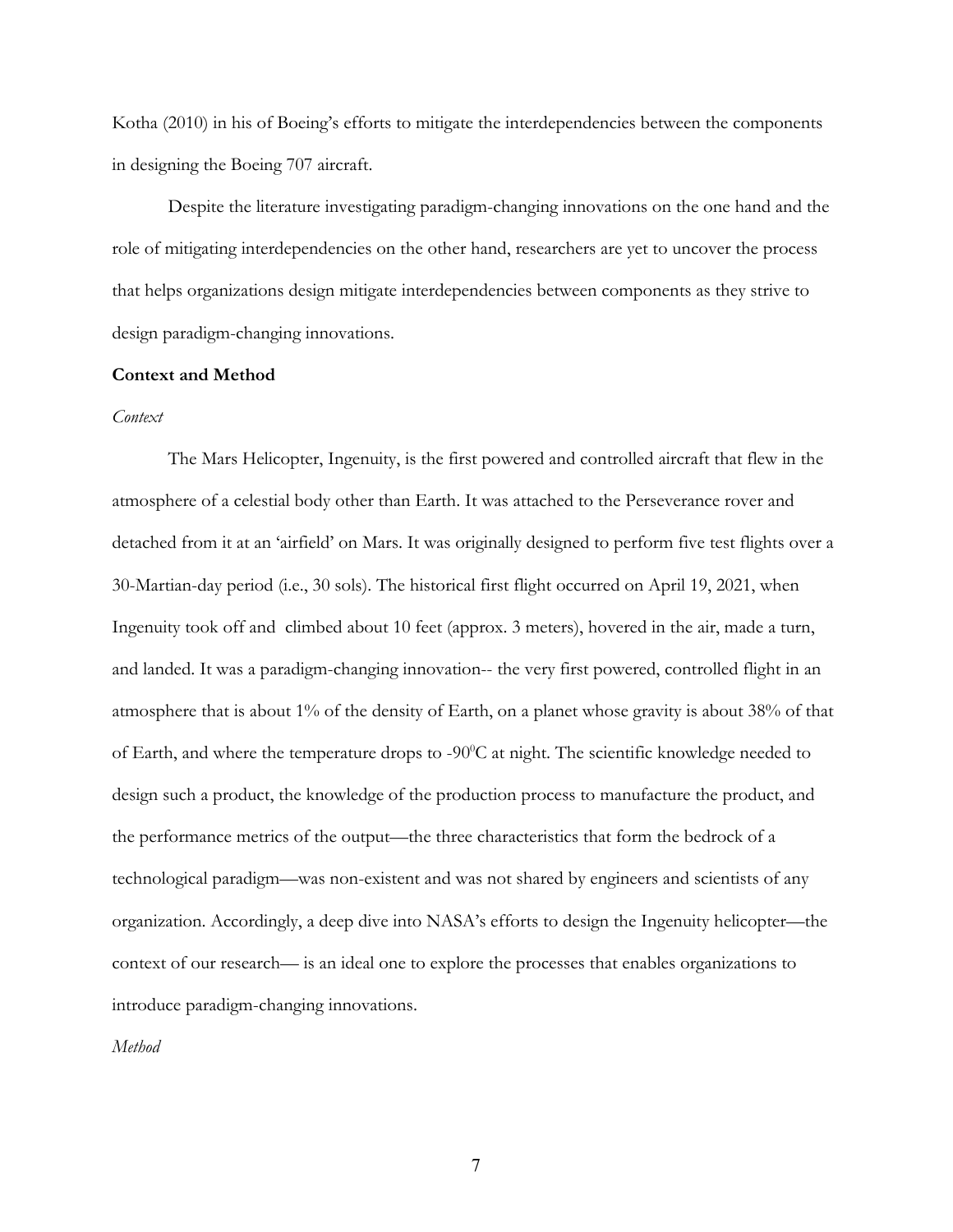Kotha (2010) in his of Boeing's efforts to mitigate the interdependencies between the components in designing the Boeing 707 aircraft.

Despite the literature investigating paradigm-changing innovations on the one hand and the role of mitigating interdependencies on the other hand, researchers are yet to uncover the process that helps organizations design mitigate interdependencies between components as they strive to design paradigm-changing innovations.

**Context and Method**

*Context*

The Mars Helicopter, Ingenuity, is the first powered and controlled aircraft that flew in the atmosphere of a celestial body other than Earth. It was attached to the Perseverance rover and detached from it at an 'airfield' on Mars. It was originally designed to perform five test flights over a 30-Martian-day period (i.e., 30 sols). The historical first flight occurred on April 19, 2021, when Ingenuity took off and climbed about 10 feet (approx. 3 meters), hovered in the air, made a turn, and landed. It was a paradigm-changing innovation-- the very first powered, controlled flight in an atmosphere that is about 1% of the density of Earth, on a planet whose gravity is about 38% of that of Earth, and where the temperature drops to -90$^0$C at night. The scientific knowledge needed to design such a product, the knowledge of the production process to manufacture the product, and the performance metrics of the output—the three characteristics that form the bedrock of a technological paradigm—was non-existent and was not shared by engineers and scientists of any organization. Accordingly, a deep dive into NASA's efforts to design the Ingenuity helicopter—the context of our research— is an ideal one to explore the processes that enables organizations to introduce paradigm-changing innovations.

*Method*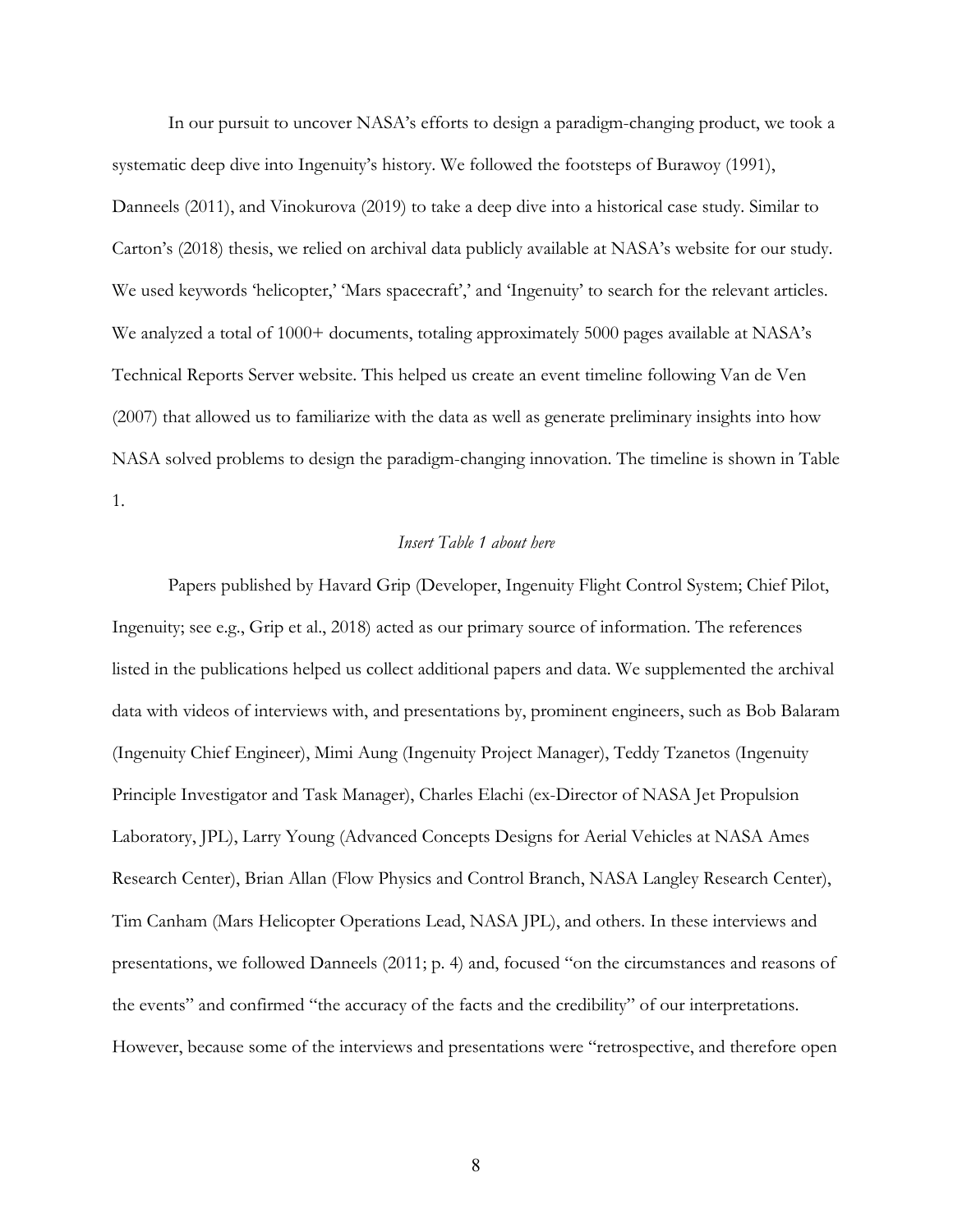In our pursuit to uncover NASA's efforts to design a paradigm-changing product, we took a systematic deep dive into Ingenuity's history. We followed the footsteps of Burawoy (1991), Danneels (2011), and Vinokurova (2019) to take a deep dive into a historical case study. Similar to Carton's (2018) thesis, we relied on archival data publicly available at NASA's website for our study. We used keywords 'helicopter,' 'Mars spacecraft',' and 'Ingenuity' to search for the relevant articles. We analyzed a total of 1000+ documents, totaling approximately 5000 pages available at NASA's Technical Reports Server website. This helped us create an event timeline following Van de Ven (2007) that allowed us to familiarize with the data as well as generate preliminary insights into how NASA solved problems to design the paradigm-changing innovation. The timeline is shown in Table 1.

*Insert Table 1 about here*

Papers published by Havard Grip (Developer, Ingenuity Flight Control System; Chief Pilot, Ingenuity; see e.g., Grip et al., 2018) acted as our primary source of information. The references listed in the publications helped us collect additional papers and data. We supplemented the archival data with videos of interviews with, and presentations by, prominent engineers, such as Bob Balaram (Ingenuity Chief Engineer), Mimi Aung (Ingenuity Project Manager), Teddy Tzanetos (Ingenuity Principle Investigator and Task Manager), Charles Elachi (ex-Director of NASA Jet Propulsion Laboratory, JPL), Larry Young (Advanced Concepts Designs for Aerial Vehicles at NASA Ames Research Center), Brian Allan (Flow Physics and Control Branch, NASA Langley Research Center), Tim Canham (Mars Helicopter Operations Lead, NASA JPL), and others. In these interviews and presentations, we followed Danneels (2011; p. 4) and, focused "on the circumstances and reasons of the events" and confirmed "the accuracy of the facts and the credibility" of our interpretations. However, because some of the interviews and presentations were "retrospective, and therefore open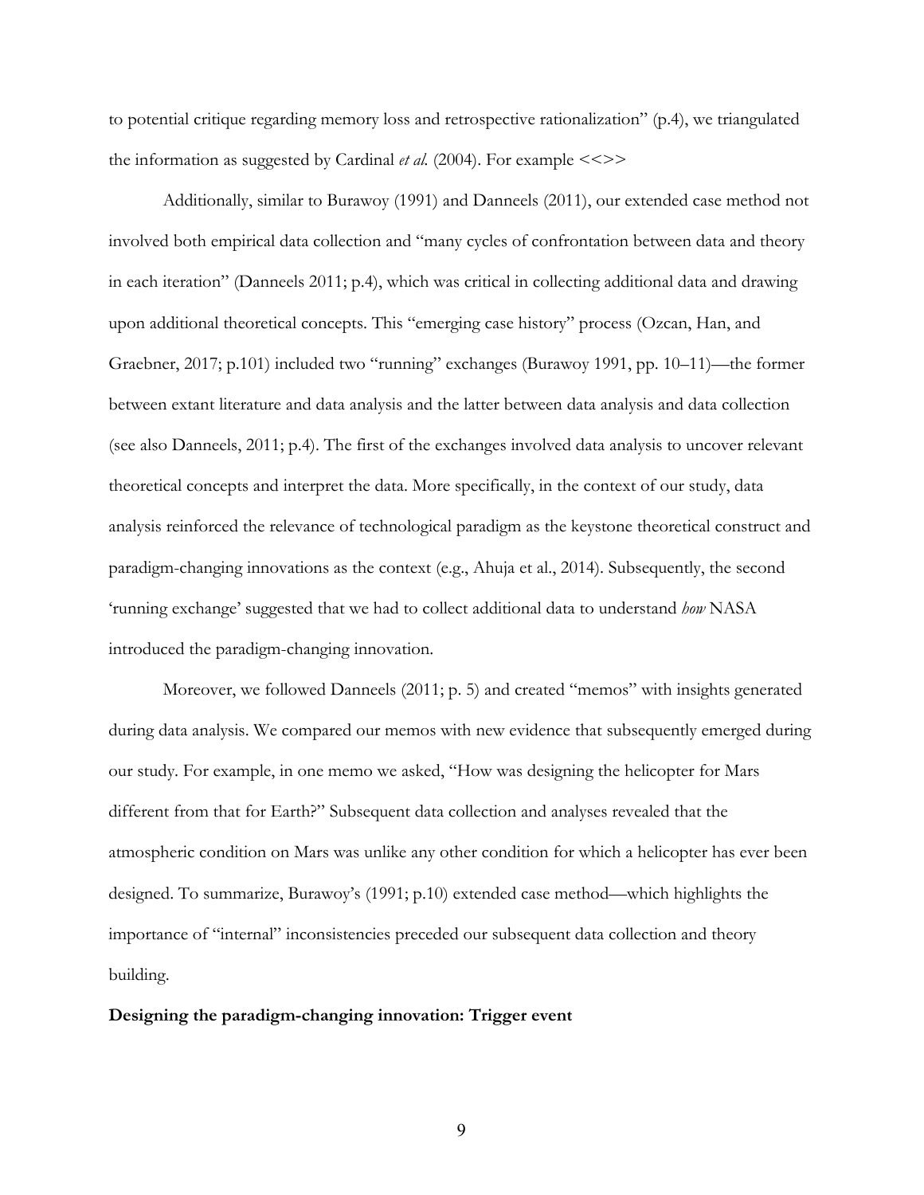to potential critique regarding memory loss and retrospective rationalization" (p.4), we triangulated the information as suggested by Cardinal *et al.* (2004). For example <<>>

Additionally, similar to Burawoy (1991) and Danneels (2011), our extended case method not involved both empirical data collection and "many cycles of confrontation between data and theory in each iteration" (Danneels 2011; p.4), which was critical in collecting additional data and drawing upon additional theoretical concepts. This "emerging case history" process (Ozcan, Han, and Graebner, 2017; p.101) included two "running" exchanges (Burawoy 1991, pp. 10–11)—the former between extant literature and data analysis and the latter between data analysis and data collection (see also Danneels, 2011; p.4). The first of the exchanges involved data analysis to uncover relevant theoretical concepts and interpret the data. More specifically, in the context of our study, data analysis reinforced the relevance of technological paradigm as the keystone theoretical construct and paradigm-changing innovations as the context (e.g., Ahuja et al., 2014). Subsequently, the second 'running exchange' suggested that we had to collect additional data to understand *how* NASA introduced the paradigm-changing innovation.

Moreover, we followed Danneels (2011; p. 5) and created "memos" with insights generated during data analysis. We compared our memos with new evidence that subsequently emerged during our study. For example, in one memo we asked, "How was designing the helicopter for Mars different from that for Earth?" Subsequent data collection and analyses revealed that the atmospheric condition on Mars was unlike any other condition for which a helicopter has ever been designed. To summarize, Burawoy's (1991; p.10) extended case method—which highlights the importance of "internal" inconsistencies preceded our subsequent data collection and theory building.

**Designing the paradigm-changing innovation: Trigger event**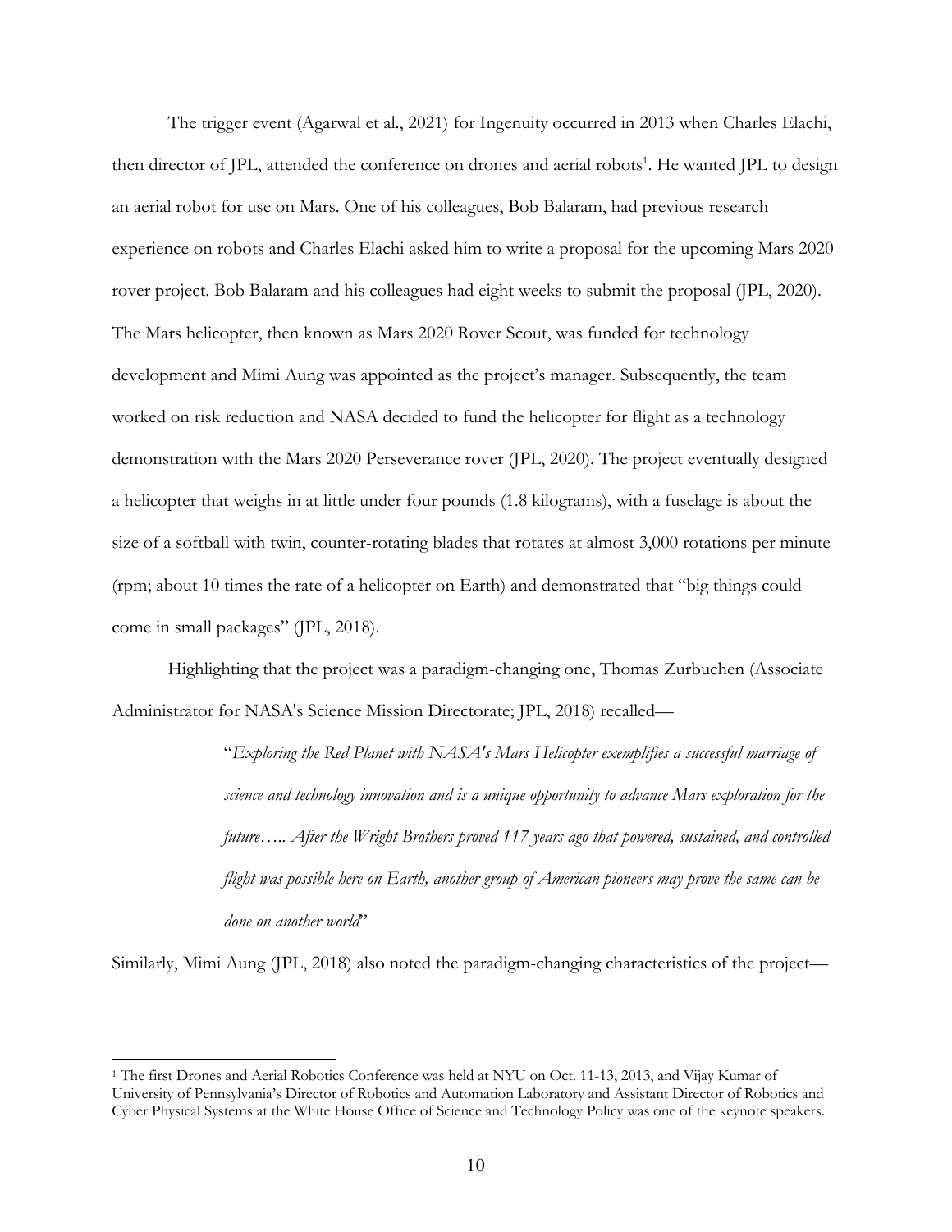The trigger event (Agarwal et al., 2021) for Ingenuity occurred in 2013 when Charles Elachi, then director of JPL, attended the conference on drones and aerial robots[1]. He wanted JPL to design an aerial robot for use on Mars. One of his colleagues, Bob Balaram, had previous research experience on robots and Charles Elachi asked him to write a proposal for the upcoming Mars 2020 rover project. Bob Balaram and his colleagues had eight weeks to submit the proposal (JPL, 2020). The Mars helicopter, then known as Mars 2020 Rover Scout, was funded for technology development and Mimi Aung was appointed as the project's manager. Subsequently, the team worked on risk reduction and NASA decided to fund the helicopter for flight as a technology demonstration with the Mars 2020 Perseverance rover (JPL, 2020). The project eventually designed a helicopter that weighs in at little under four pounds (1.8 kilograms), with a fuselage is about the size of a softball with twin, counter-rotating blades that rotates at almost 3,000 rotations per minute (rpm; about 10 times the rate of a helicopter on Earth) and demonstrated that "big things could come in small packages" (JPL, 2018).

Highlighting that the project was a paradigm-changing one, Thomas Zurbuchen (Associate Administrator for NASA's Science Mission Directorate; JPL, 2018) recalled—

> "*Exploring the Red Planet with NASA's Mars Helicopter exemplifies a successful marriage of science and technology innovation and is a unique opportunity to advance Mars exploration for the future….. After the Wright Brothers proved 117 years ago that powered, sustained, and controlled flight was possible here on Earth, another group of American pioneers may prove the same can be done on another world*"

Similarly, Mimi Aung (JPL, 2018) also noted the paradigm-changing characteristics of the project—

[1] The first Drones and Aerial Robotics Conference was held at NYU on Oct. 11-13, 2013, and Vijay Kumar of University of Pennsylvania's Director of Robotics and Automation Laboratory and Assistant Director of Robotics and Cyber Physical Systems at the White House Office of Science and Technology Policy was one of the keynote speakers.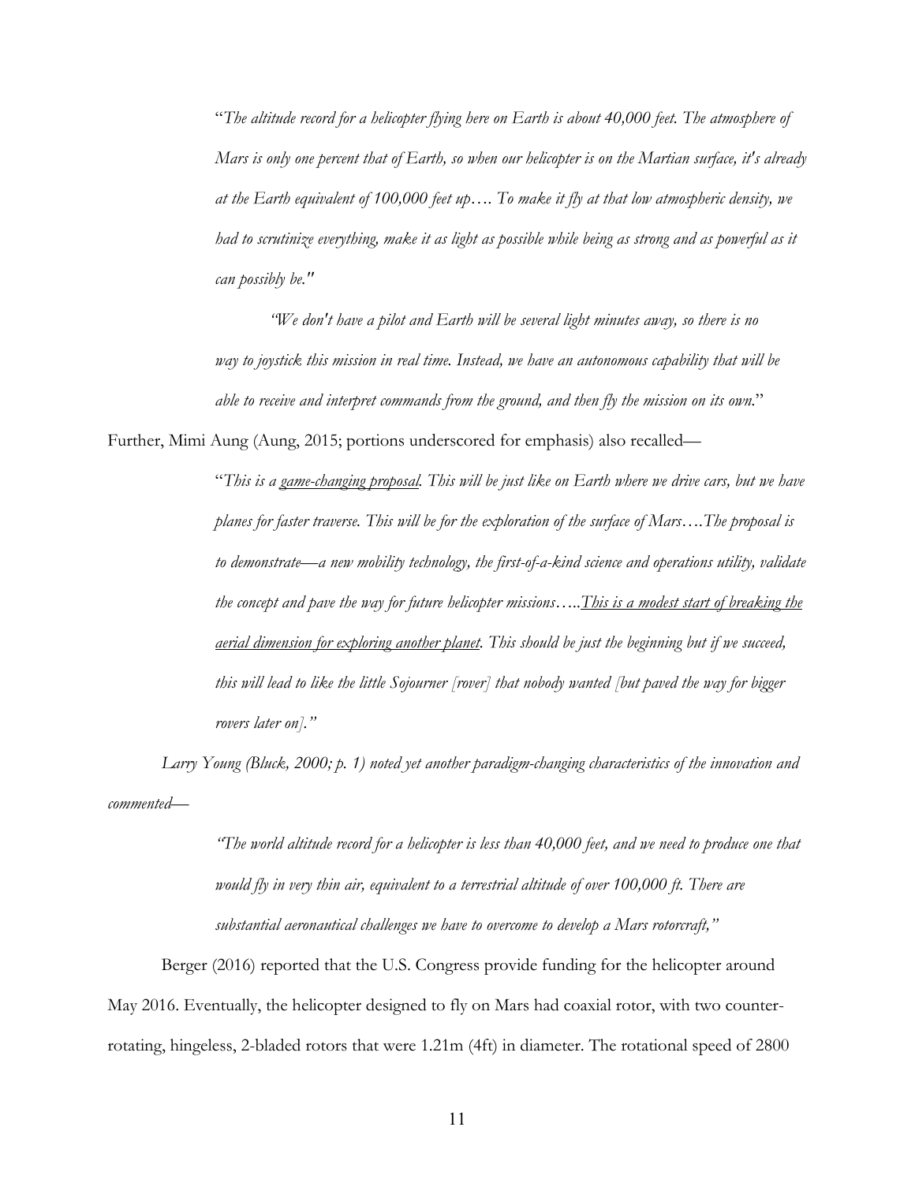> "*The altitude record for a helicopter flying here on Earth is about 40,000 feet. The atmosphere of Mars is only one percent that of Earth, so when our helicopter is on the Martian surface, it's already at the Earth equivalent of 100,000 feet up…. To make it fly at that low atmospheric density, we had to scrutinize everything, make it as light as possible while being as strong and as powerful as it can possibly be."*
>
> *"We don't have a pilot and Earth will be several light minutes away, so there is no way to joystick this mission in real time. Instead, we have an autonomous capability that will be able to receive and interpret commands from the ground, and then fly the mission on its own.*"

Further, Mimi Aung (Aung, 2015; portions underscored for emphasis) also recalled—

> "*This is a <u>game-changing proposal</u>. This will be just like on Earth where we drive cars, but we have planes for faster traverse. This will be for the exploration of the surface of Mars….The proposal is to demonstrate—a new mobility technology, the first-of-a-kind science and operations utility, validate the concept and pave the way for future helicopter missions…..<u>This is a modest start of breaking the aerial dimension for exploring another planet</u>. This should be just the beginning but if we succeed, this will lead to like the little Sojourner [rover] that nobody wanted [but paved the way for bigger rovers later on]."*

*Larry Young (Bluck, 2000; p. 1) noted yet another paradigm-changing characteristics of the innovation and commented—*

> *"The world altitude record for a helicopter is less than 40,000 feet, and we need to produce one that would fly in very thin air, equivalent to a terrestrial altitude of over 100,000 ft. There are substantial aeronautical challenges we have to overcome to develop a Mars rotorcraft,"*

Berger (2016) reported that the U.S. Congress provide funding for the helicopter around May 2016. Eventually, the helicopter designed to fly on Mars had coaxial rotor, with two counter-rotating, hingeless, 2-bladed rotors that were 1.21m (4ft) in diameter. The rotational speed of 2800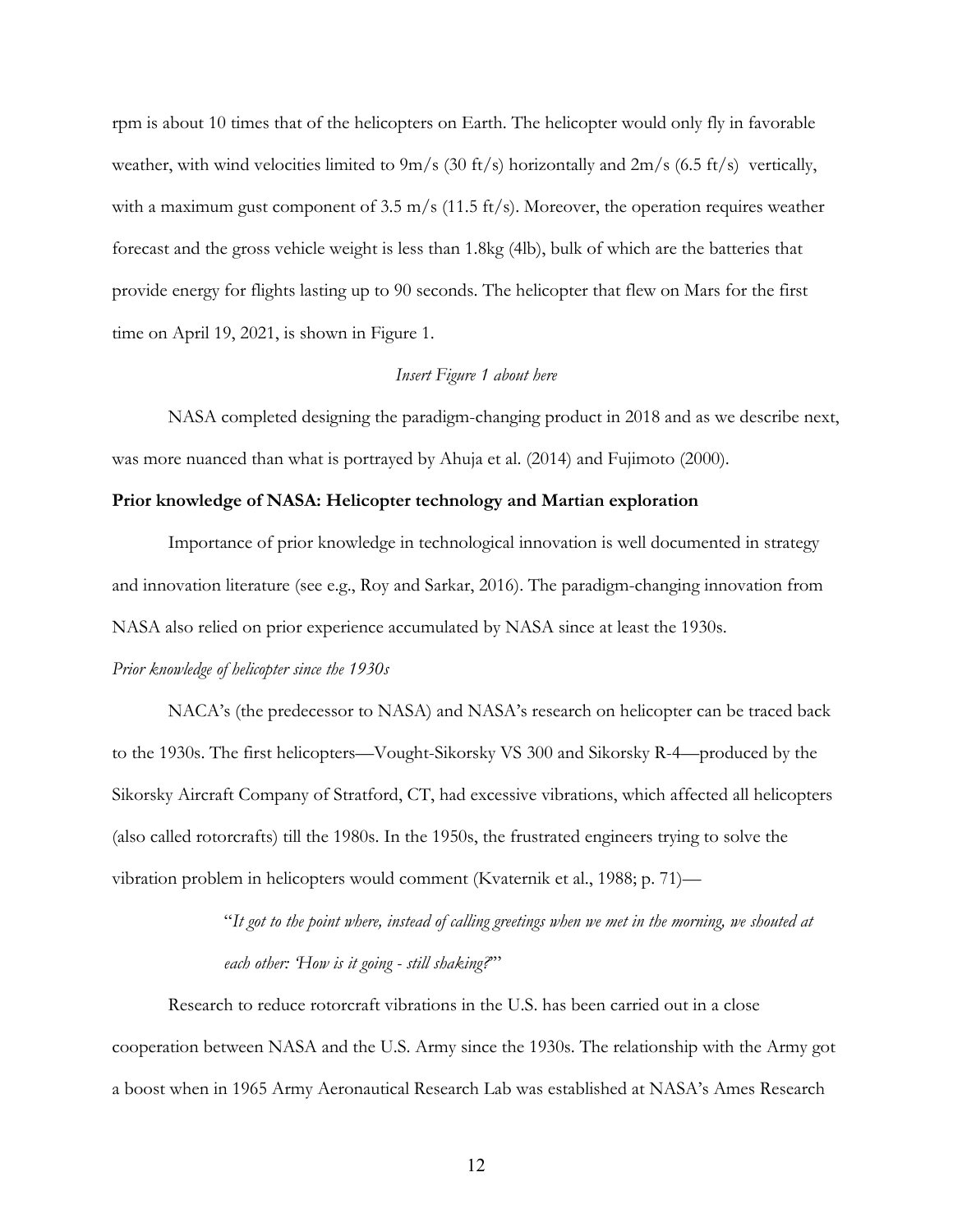rpm is about 10 times that of the helicopters on Earth. The helicopter would only fly in favorable weather, with wind velocities limited to 9m/s (30 ft/s) horizontally and 2m/s (6.5 ft/s) vertically, with a maximum gust component of 3.5 m/s (11.5 ft/s). Moreover, the operation requires weather forecast and the gross vehicle weight is less than 1.8kg (4lb), bulk of which are the batteries that provide energy for flights lasting up to 90 seconds. The helicopter that flew on Mars for the first time on April 19, 2021, is shown in Figure 1.

*Insert Figure 1 about here*

NASA completed designing the paradigm-changing product in 2018 and as we describe next, was more nuanced than what is portrayed by Ahuja et al. (2014) and Fujimoto (2000).

**Prior knowledge of NASA: Helicopter technology and Martian exploration**

Importance of prior knowledge in technological innovation is well documented in strategy and innovation literature (see e.g., Roy and Sarkar, 2016). The paradigm-changing innovation from NASA also relied on prior experience accumulated by NASA since at least the 1930s.

*Prior knowledge of helicopter since the 1930s*

NACA's (the predecessor to NASA) and NASA's research on helicopter can be traced back to the 1930s. The first helicopters—Vought-Sikorsky VS 300 and Sikorsky R-4—produced by the Sikorsky Aircraft Company of Stratford, CT, had excessive vibrations, which affected all helicopters (also called rotorcrafts) till the 1980s. In the 1950s, the frustrated engineers trying to solve the vibration problem in helicopters would comment (Kvaternik et al., 1988; p. 71)—

> "*It got to the point where, instead of calling greetings when we met in the morning, we shouted at each other: 'How is it going - still shaking?'*"

Research to reduce rotorcraft vibrations in the U.S. has been carried out in a close cooperation between NASA and the U.S. Army since the 1930s. The relationship with the Army got a boost when in 1965 Army Aeronautical Research Lab was established at NASA's Ames Research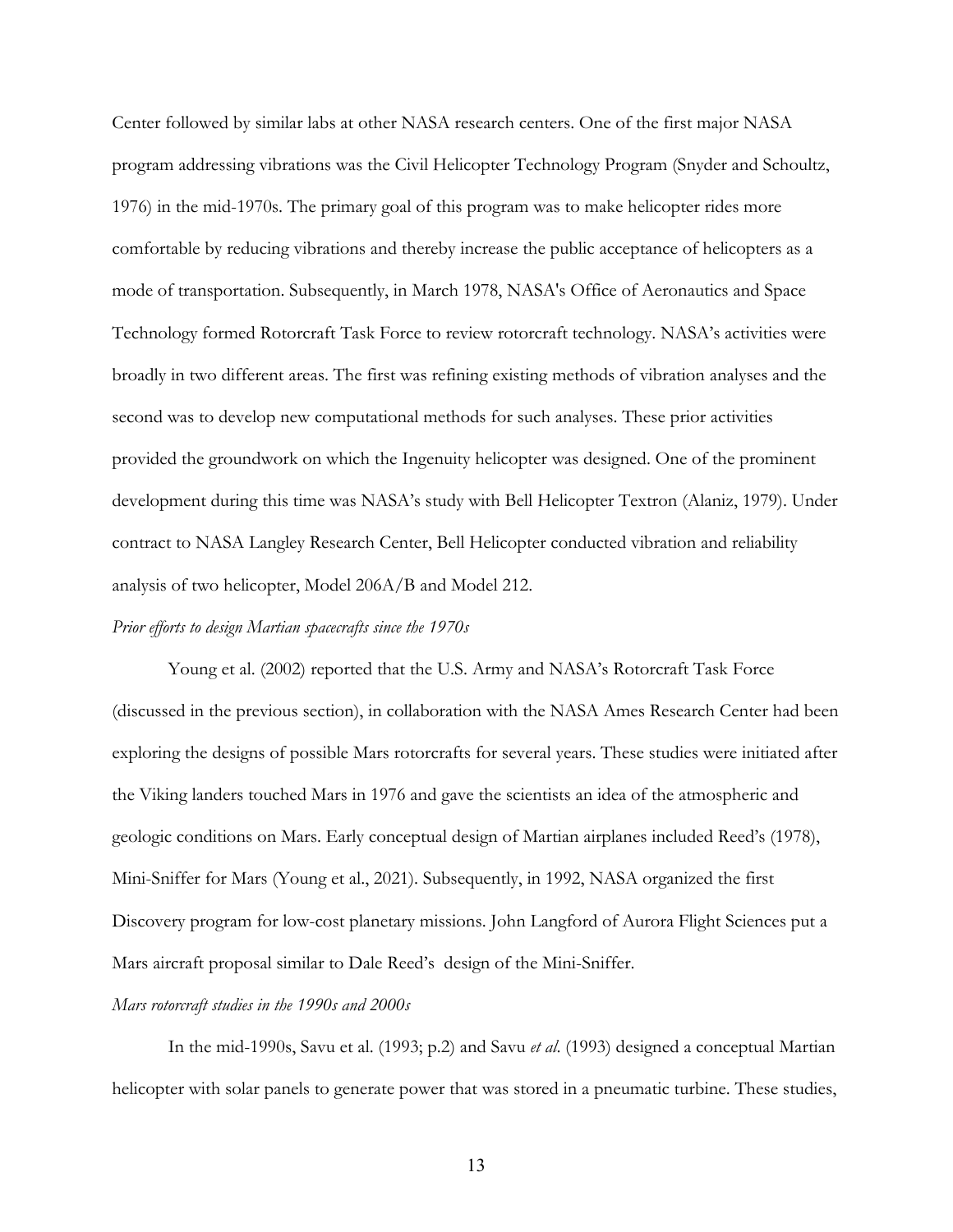Center followed by similar labs at other NASA research centers. One of the first major NASA program addressing vibrations was the Civil Helicopter Technology Program (Snyder and Schoultz, 1976) in the mid-1970s. The primary goal of this program was to make helicopter rides more comfortable by reducing vibrations and thereby increase the public acceptance of helicopters as a mode of transportation. Subsequently, in March 1978, NASA's Office of Aeronautics and Space Technology formed Rotorcraft Task Force to review rotorcraft technology. NASA's activities were broadly in two different areas. The first was refining existing methods of vibration analyses and the second was to develop new computational methods for such analyses. These prior activities provided the groundwork on which the Ingenuity helicopter was designed. One of the prominent development during this time was NASA's study with Bell Helicopter Textron (Alaniz, 1979). Under contract to NASA Langley Research Center, Bell Helicopter conducted vibration and reliability analysis of two helicopter, Model 206A/B and Model 212.

*Prior efforts to design Martian spacecrafts since the 1970s*

Young et al. (2002) reported that the U.S. Army and NASA's Rotorcraft Task Force (discussed in the previous section), in collaboration with the NASA Ames Research Center had been exploring the designs of possible Mars rotorcrafts for several years. These studies were initiated after the Viking landers touched Mars in 1976 and gave the scientists an idea of the atmospheric and geologic conditions on Mars. Early conceptual design of Martian airplanes included Reed's (1978), Mini-Sniffer for Mars (Young et al., 2021). Subsequently, in 1992, NASA organized the first Discovery program for low-cost planetary missions. John Langford of Aurora Flight Sciences put a Mars aircraft proposal similar to Dale Reed's design of the Mini-Sniffer.

*Mars rotorcraft studies in the 1990s and 2000s*

In the mid-1990s, Savu et al. (1993; p.2) and Savu *et al*. (1993) designed a conceptual Martian helicopter with solar panels to generate power that was stored in a pneumatic turbine. These studies,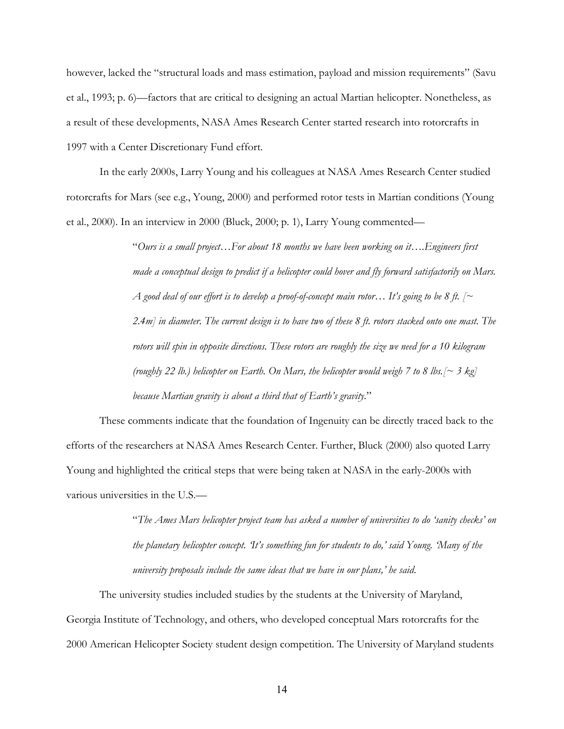however, lacked the "structural loads and mass estimation, payload and mission requirements" (Savu et al., 1993; p. 6)—factors that are critical to designing an actual Martian helicopter. Nonetheless, as a result of these developments, NASA Ames Research Center started research into rotorcrafts in 1997 with a Center Discretionary Fund effort.

In the early 2000s, Larry Young and his colleagues at NASA Ames Research Center studied rotorcrafts for Mars (see e.g., Young, 2000) and performed rotor tests in Martian conditions (Young et al., 2000). In an interview in 2000 (Bluck, 2000; p. 1), Larry Young commented—

> "*Ours is a small project…For about 18 months we have been working on it….Engineers first made a conceptual design to predict if a helicopter could hover and fly forward satisfactorily on Mars. A good deal of our effort is to develop a proof-of-concept main rotor… It's going to be 8 ft. [~ 2.4m] in diameter. The current design is to have two of these 8 ft. rotors stacked onto one mast. The rotors will spin in opposite directions. These rotors are roughly the size we need for a 10 kilogram (roughly 22 lb.) helicopter on Earth. On Mars, the helicopter would weigh 7 to 8 lbs.[~ 3 kg] because Martian gravity is about a third that of Earth's gravity.*"

These comments indicate that the foundation of Ingenuity can be directly traced back to the efforts of the researchers at NASA Ames Research Center. Further, Bluck (2000) also quoted Larry Young and highlighted the critical steps that were being taken at NASA in the early-2000s with various universities in the U.S.—

> "*The Ames Mars helicopter project team has asked a number of universities to do 'sanity checks' on the planetary helicopter concept. 'It's something fun for students to do,' said Young. 'Many of the university proposals include the same ideas that we have in our plans,' he said.*

The university studies included studies by the students at the University of Maryland, Georgia Institute of Technology, and others, who developed conceptual Mars rotorcrafts for the 2000 American Helicopter Society student design competition. The University of Maryland students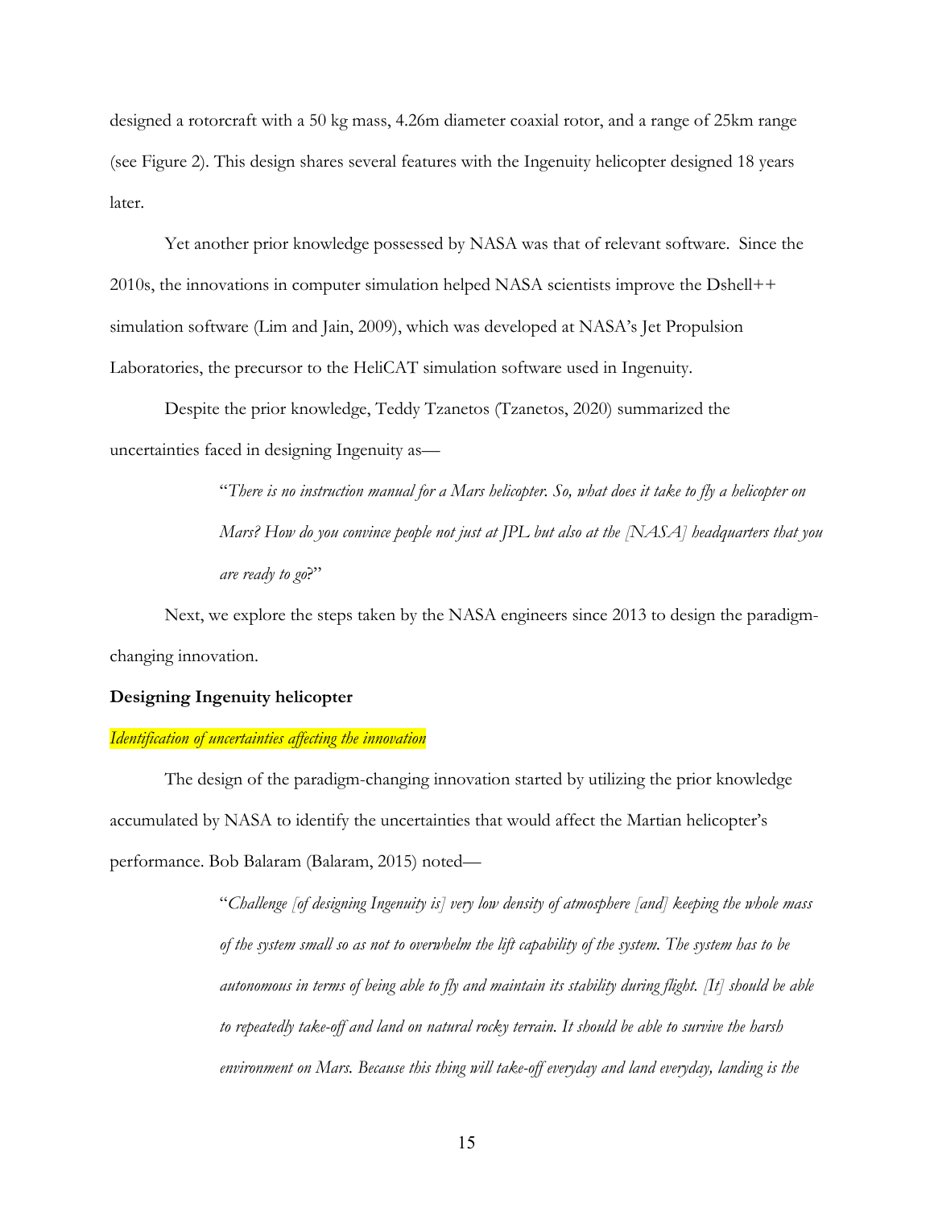designed a rotorcraft with a 50 kg mass, 4.26m diameter coaxial rotor, and a range of 25km range (see Figure 2). This design shares several features with the Ingenuity helicopter designed 18 years later.

Yet another prior knowledge possessed by NASA was that of relevant software. Since the 2010s, the innovations in computer simulation helped NASA scientists improve the Dshell++ simulation software (Lim and Jain, 2009), which was developed at NASA's Jet Propulsion Laboratories, the precursor to the HeliCAT simulation software used in Ingenuity.

Despite the prior knowledge, Teddy Tzanetos (Tzanetos, 2020) summarized the uncertainties faced in designing Ingenuity as—

> "*There is no instruction manual for a Mars helicopter. So, what does it take to fly a helicopter on Mars? How do you convince people not just at JPL but also at the [NASA] headquarters that you are ready to go*?"

Next, we explore the steps taken by the NASA engineers since 2013 to design the paradigm-changing innovation.

**Designing Ingenuity helicopter**

*Identification of uncertainties affecting the innovation*

The design of the paradigm-changing innovation started by utilizing the prior knowledge accumulated by NASA to identify the uncertainties that would affect the Martian helicopter's performance. Bob Balaram (Balaram, 2015) noted—

> "*Challenge [of designing Ingenuity is] very low density of atmosphere [and] keeping the whole mass of the system small so as not to overwhelm the lift capability of the system. The system has to be autonomous in terms of being able to fly and maintain its stability during flight. [It] should be able to repeatedly take-off and land on natural rocky terrain. It should be able to survive the harsh environment on Mars. Because this thing will take-off everyday and land everyday, landing is the*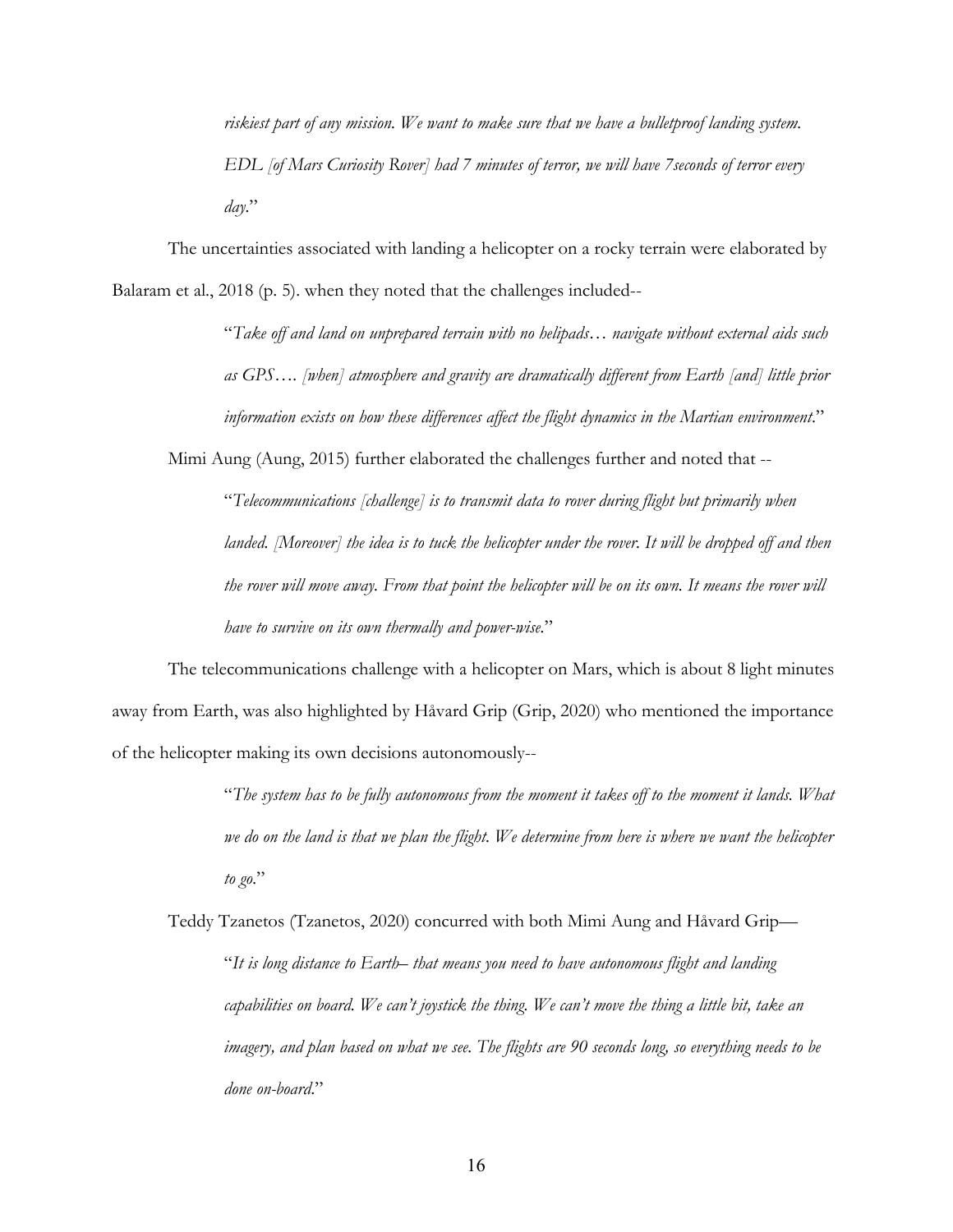*riskiest part of any mission. We want to make sure that we have a bulletproof landing system. EDL [of Mars Curiosity Rover] had 7 minutes of terror, we will have 7seconds of terror every day.*"

The uncertainties associated with landing a helicopter on a rocky terrain were elaborated by Balaram et al., 2018 (p. 5). when they noted that the challenges included--

> "*Take off and land on unprepared terrain with no helipads… navigate without external aids such as GPS…. [when] atmosphere and gravity are dramatically different from Earth [and] little prior information exists on how these differences affect the flight dynamics in the Martian environment.*"

Mimi Aung (Aung, 2015) further elaborated the challenges further and noted that --

> "*Telecommunications [challenge] is to transmit data to rover during flight but primarily when landed. [Moreover] the idea is to tuck the helicopter under the rover. It will be dropped off and then the rover will move away. From that point the helicopter will be on its own. It means the rover will have to survive on its own thermally and power-wise.*"

The telecommunications challenge with a helicopter on Mars, which is about 8 light minutes away from Earth, was also highlighted by Håvard Grip (Grip, 2020) who mentioned the importance of the helicopter making its own decisions autonomously--

> "*The system has to be fully autonomous from the moment it takes off to the moment it lands. What we do on the land is that we plan the flight. We determine from here is where we want the helicopter to go.*"

Teddy Tzanetos (Tzanetos, 2020) concurred with both Mimi Aung and Håvard Grip—

> "*It is long distance to Earth– that means you need to have autonomous flight and landing capabilities on board. We can't joystick the thing. We can't move the thing a little bit, take an imagery, and plan based on what we see. The flights are 90 seconds long, so everything needs to be done on-board.*"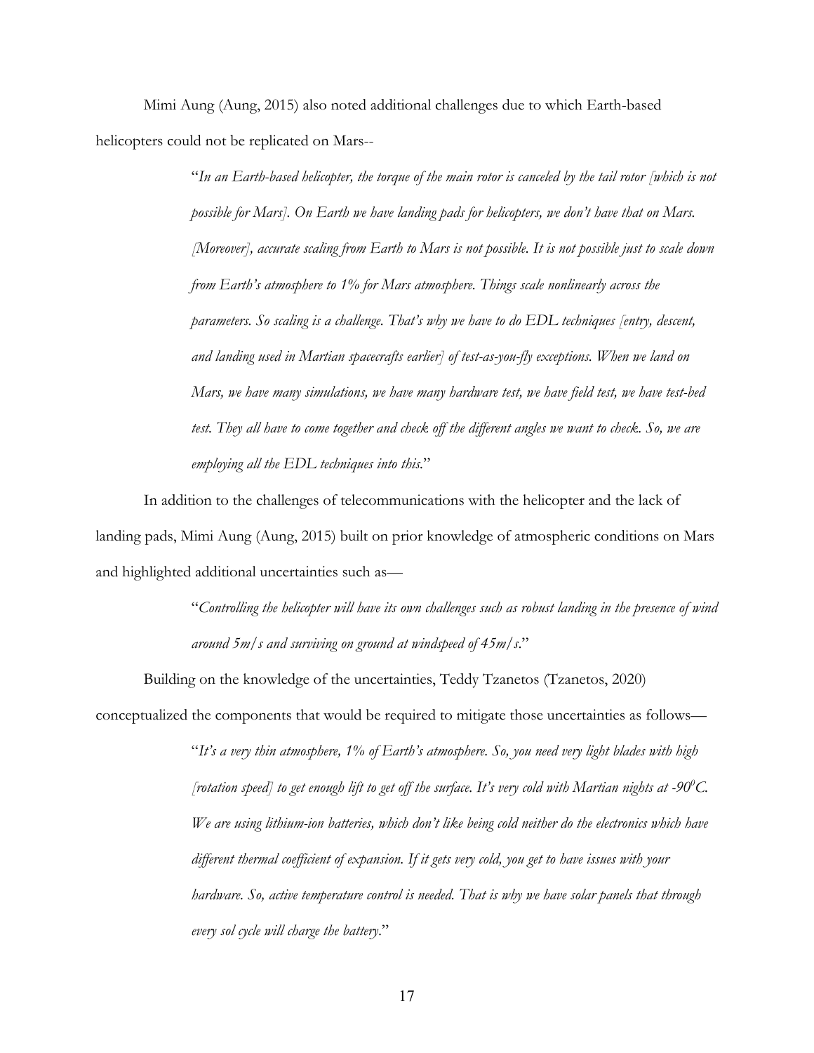Mimi Aung (Aung, 2015) also noted additional challenges due to which Earth-based helicopters could not be replicated on Mars--

> "*In an Earth-based helicopter, the torque of the main rotor is canceled by the tail rotor [which is not possible for Mars]. On Earth we have landing pads for helicopters, we don't have that on Mars. [Moreover], accurate scaling from Earth to Mars is not possible. It is not possible just to scale down from Earth's atmosphere to 1% for Mars atmosphere. Things scale nonlinearly across the parameters. So scaling is a challenge. That's why we have to do EDL techniques [entry, descent, and landing used in Martian spacecrafts earlier] of test-as-you-fly exceptions. When we land on Mars, we have many simulations, we have many hardware test, we have field test, we have test-bed test. They all have to come together and check off the different angles we want to check. So, we are employing all the EDL techniques into this.*"

In addition to the challenges of telecommunications with the helicopter and the lack of landing pads, Mimi Aung (Aung, 2015) built on prior knowledge of atmospheric conditions on Mars and highlighted additional uncertainties such as—

> "*Controlling the helicopter will have its own challenges such as robust landing in the presence of wind around 5m/s and surviving on ground at windspeed of 45m/s.*"

Building on the knowledge of the uncertainties, Teddy Tzanetos (Tzanetos, 2020) conceptualized the components that would be required to mitigate those uncertainties as follows—

> "*It's a very thin atmosphere, 1% of Earth's atmosphere. So, you need very light blades with high [rotation speed] to get enough lift to get off the surface. It's very cold with Martian nights at -90$^0$C. We are using lithium-ion batteries, which don't like being cold neither do the electronics which have different thermal coefficient of expansion. If it gets very cold, you get to have issues with your hardware. So, active temperature control is needed. That is why we have solar panels that through every sol cycle will charge the battery.*"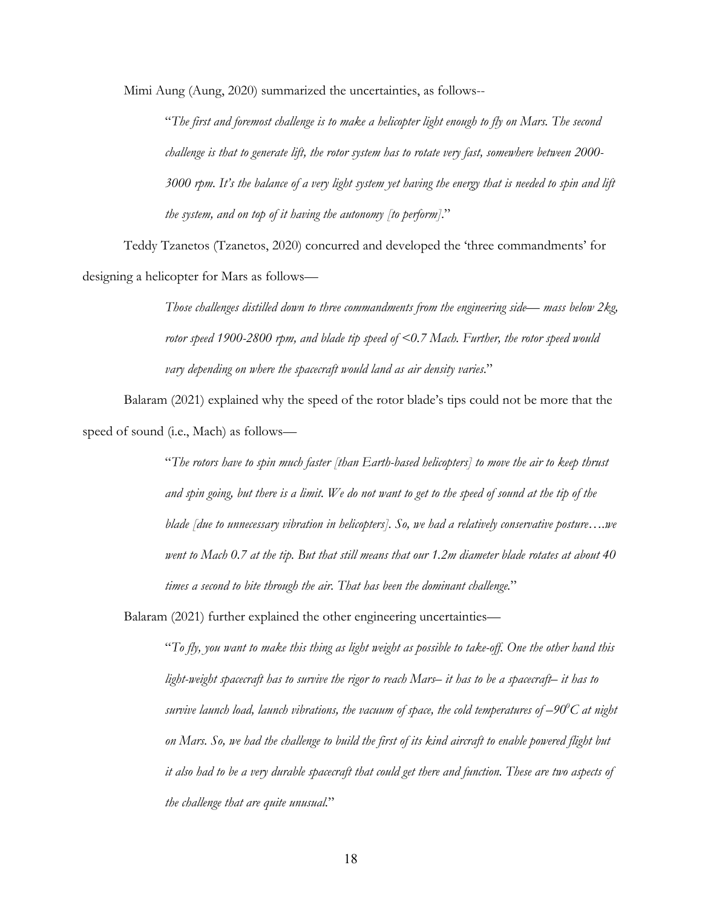Mimi Aung (Aung, 2020) summarized the uncertainties, as follows--

> "*The first and foremost challenge is to make a helicopter light enough to fly on Mars. The second challenge is that to generate lift, the rotor system has to rotate very fast, somewhere between 2000-3000 rpm. It's the balance of a very light system yet having the energy that is needed to spin and lift the system, and on top of it having the autonomy [to perform].*"

Teddy Tzanetos (Tzanetos, 2020) concurred and developed the 'three commandments' for designing a helicopter for Mars as follows—

> *Those challenges distilled down to three commandments from the engineering side— mass below 2kg, rotor speed 1900-2800 rpm, and blade tip speed of <0.7 Mach. Further, the rotor speed would vary depending on where the spacecraft would land as air density varies.*"

Balaram (2021) explained why the speed of the rotor blade's tips could not be more that the speed of sound (i.e., Mach) as follows—

> "*The rotors have to spin much faster [than Earth-based helicopters] to move the air to keep thrust and spin going, but there is a limit. We do not want to get to the speed of sound at the tip of the blade [due to unnecessary vibration in helicopters]. So, we had a relatively conservative posture….we went to Mach 0.7 at the tip. But that still means that our 1.2m diameter blade rotates at about 40 times a second to bite through the air. That has been the dominant challenge.*"

Balaram (2021) further explained the other engineering uncertainties—

> "*To fly, you want to make this thing as light weight as possible to take-off. One the other hand this light-weight spacecraft has to survive the rigor to reach Mars– it has to be a spacecraft– it has to survive launch load, launch vibrations, the vacuum of space, the cold temperatures of –90$^0$C at night on Mars. So, we had the challenge to build the first of its kind aircraft to enable powered flight but it also had to be a very durable spacecraft that could get there and function. These are two aspects of the challenge that are quite unusual.*"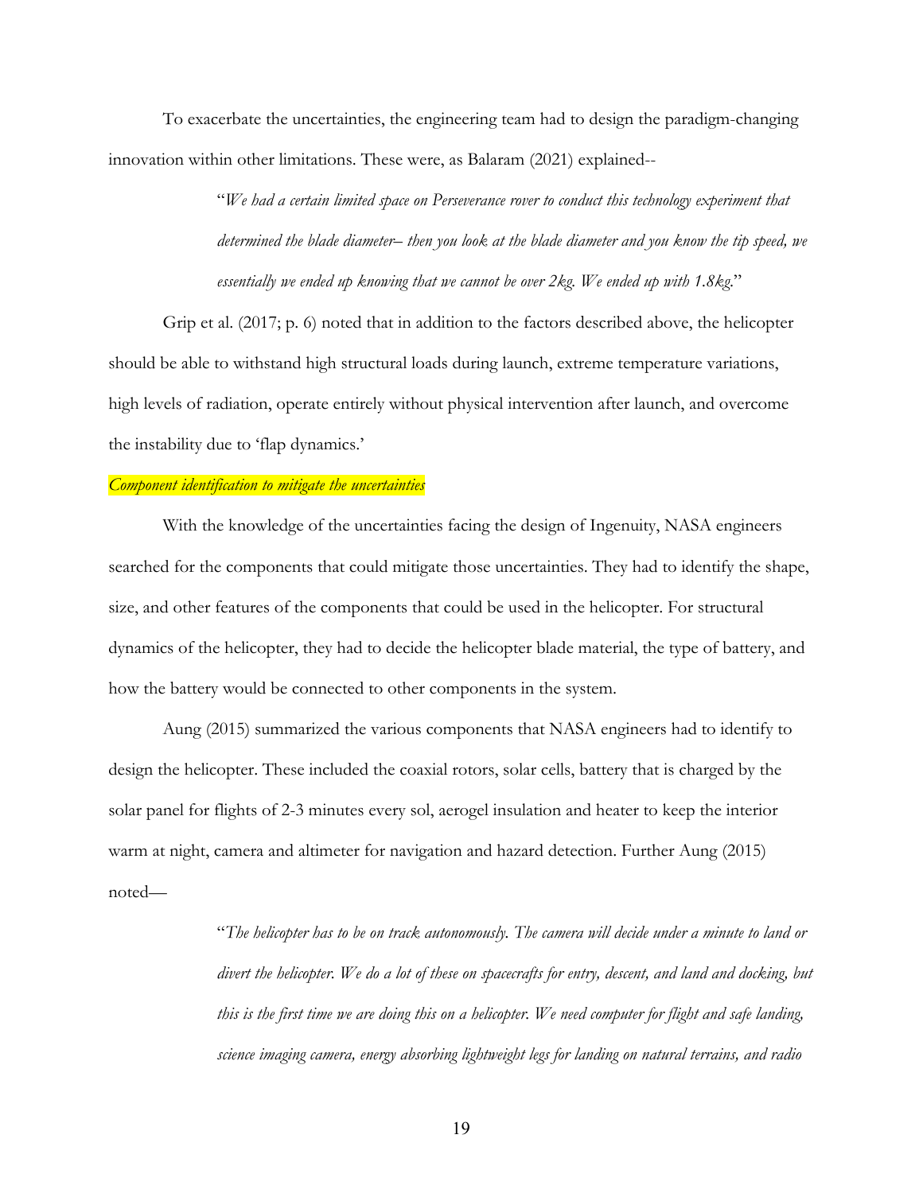To exacerbate the uncertainties, the engineering team had to design the paradigm-changing innovation within other limitations. These were, as Balaram (2021) explained--

> "*We had a certain limited space on Perseverance rover to conduct this technology experiment that determined the blade diameter– then you look at the blade diameter and you know the tip speed, we essentially we ended up knowing that we cannot be over 2kg. We ended up with 1.8kg.*"

Grip et al. (2017; p. 6) noted that in addition to the factors described above, the helicopter should be able to withstand high structural loads during launch, extreme temperature variations, high levels of radiation, operate entirely without physical intervention after launch, and overcome the instability due to 'flap dynamics.'

*Component identification to mitigate the uncertainties*

With the knowledge of the uncertainties facing the design of Ingenuity, NASA engineers searched for the components that could mitigate those uncertainties. They had to identify the shape, size, and other features of the components that could be used in the helicopter. For structural dynamics of the helicopter, they had to decide the helicopter blade material, the type of battery, and how the battery would be connected to other components in the system.

Aung (2015) summarized the various components that NASA engineers had to identify to design the helicopter. These included the coaxial rotors, solar cells, battery that is charged by the solar panel for flights of 2-3 minutes every sol, aerogel insulation and heater to keep the interior warm at night, camera and altimeter for navigation and hazard detection. Further Aung (2015) noted—

> "*The helicopter has to be on track autonomously. The camera will decide under a minute to land or divert the helicopter. We do a lot of these on spacecrafts for entry, descent, and land and docking, but this is the first time we are doing this on a helicopter. We need computer for flight and safe landing, science imaging camera, energy absorbing lightweight legs for landing on natural terrains, and radio*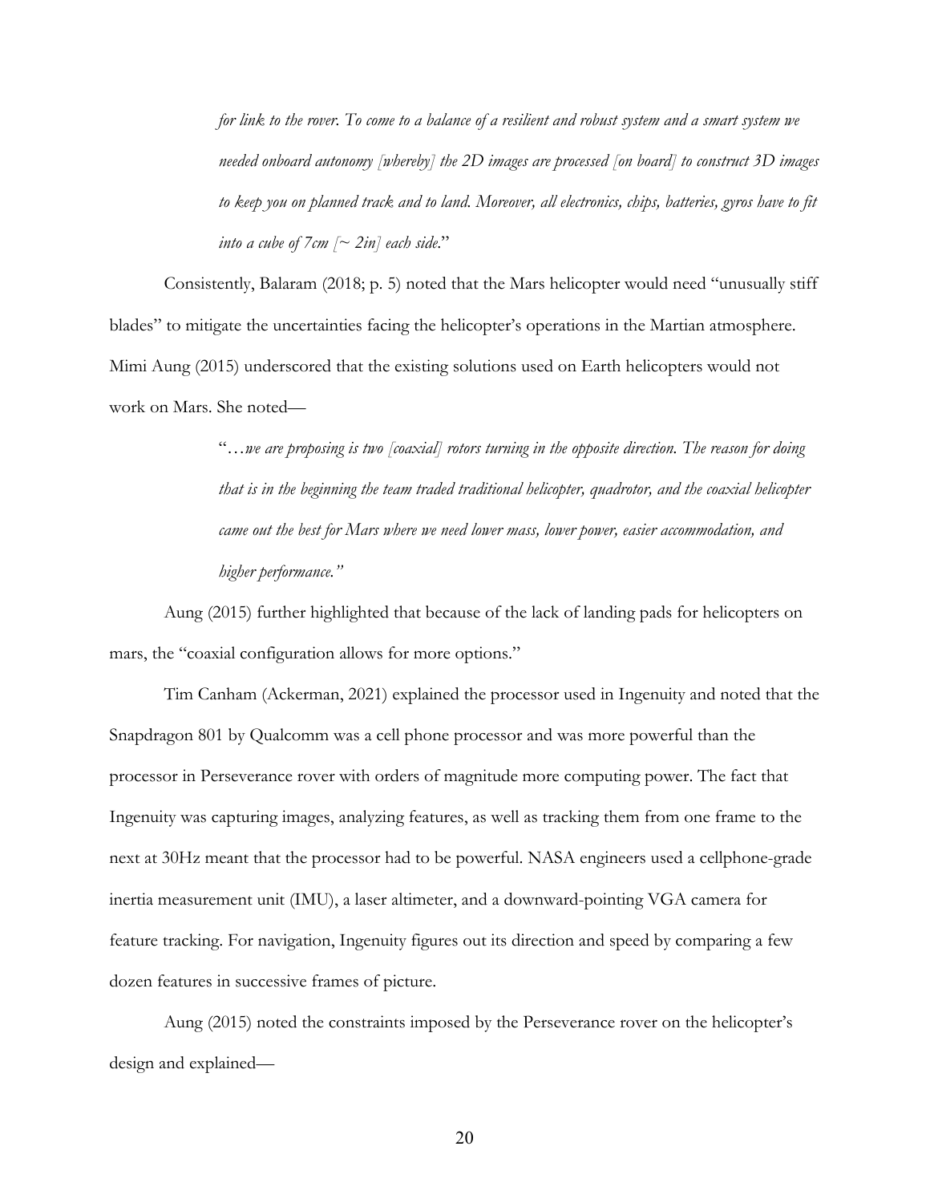> *for link to the rover. To come to a balance of a resilient and robust system and a smart system we needed onboard autonomy [whereby] the 2D images are processed [on board] to construct 3D images to keep you on planned track and to land. Moreover, all electronics, chips, batteries, gyros have to fit into a cube of 7cm [~ 2in] each side.*"

Consistently, Balaram (2018; p. 5) noted that the Mars helicopter would need "unusually stiff blades" to mitigate the uncertainties facing the helicopter's operations in the Martian atmosphere. Mimi Aung (2015) underscored that the existing solutions used on Earth helicopters would not work on Mars. She noted—

> "*…we are proposing is two [coaxial] rotors turning in the opposite direction. The reason for doing that is in the beginning the team traded traditional helicopter, quadrotor, and the coaxial helicopter came out the best for Mars where we need lower mass, lower power, easier accommodation, and higher performance."*

Aung (2015) further highlighted that because of the lack of landing pads for helicopters on mars, the "coaxial configuration allows for more options."

Tim Canham (Ackerman, 2021) explained the processor used in Ingenuity and noted that the Snapdragon 801 by Qualcomm was a cell phone processor and was more powerful than the processor in Perseverance rover with orders of magnitude more computing power. The fact that Ingenuity was capturing images, analyzing features, as well as tracking them from one frame to the next at 30Hz meant that the processor had to be powerful. NASA engineers used a cellphone-grade inertia measurement unit (IMU), a laser altimeter, and a downward-pointing VGA camera for feature tracking. For navigation, Ingenuity figures out its direction and speed by comparing a few dozen features in successive frames of picture.

Aung (2015) noted the constraints imposed by the Perseverance rover on the helicopter's design and explained—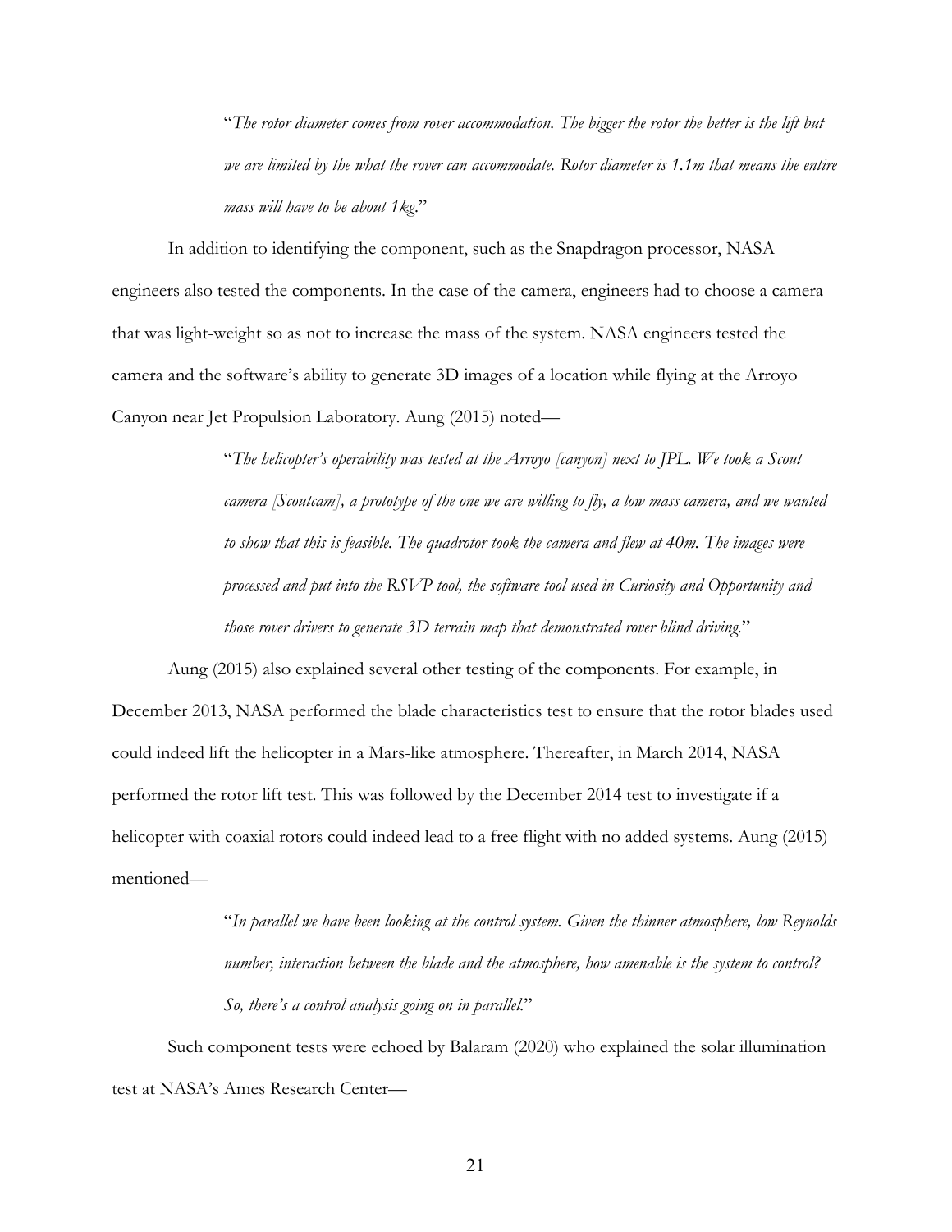"*The rotor diameter comes from rover accommodation. The bigger the rotor the better is the lift but we are limited by the what the rover can accommodate. Rotor diameter is 1.1m that means the entire mass will have to be about 1kg.*"

In addition to identifying the component, such as the Snapdragon processor, NASA engineers also tested the components. In the case of the camera, engineers had to choose a camera that was light-weight so as not to increase the mass of the system. NASA engineers tested the camera and the software's ability to generate 3D images of a location while flying at the Arroyo Canyon near Jet Propulsion Laboratory. Aung (2015) noted—

"*The helicopter's operability was tested at the Arroyo [canyon] next to JPL. We took a Scout camera [Scoutcam], a prototype of the one we are willing to fly, a low mass camera, and we wanted to show that this is feasible. The quadrotor took the camera and flew at 40m. The images were processed and put into the RSVP tool, the software tool used in Curiosity and Opportunity and those rover drivers to generate 3D terrain map that demonstrated rover blind driving.*"

Aung (2015) also explained several other testing of the components. For example, in December 2013, NASA performed the blade characteristics test to ensure that the rotor blades used could indeed lift the helicopter in a Mars-like atmosphere. Thereafter, in March 2014, NASA performed the rotor lift test. This was followed by the December 2014 test to investigate if a helicopter with coaxial rotors could indeed lead to a free flight with no added systems. Aung (2015) mentioned—

"*In parallel we have been looking at the control system. Given the thinner atmosphere, low Reynolds number, interaction between the blade and the atmosphere, how amenable is the system to control? So, there's a control analysis going on in parallel.*"

Such component tests were echoed by Balaram (2020) who explained the solar illumination test at NASA's Ames Research Center—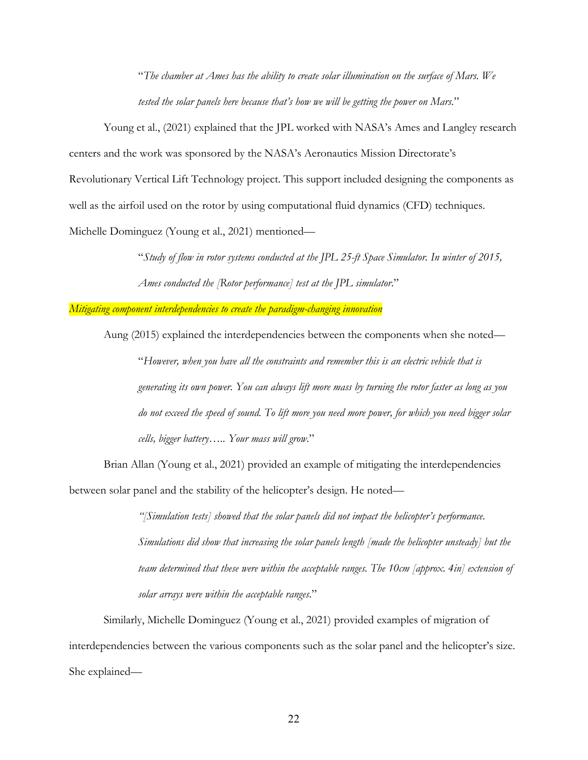"*The chamber at Ames has the ability to create solar illumination on the surface of Mars. We tested the solar panels here because that's how we will be getting the power on Mars.*"

Young et al., (2021) explained that the JPL worked with NASA's Ames and Langley research centers and the work was sponsored by the NASA's Aeronautics Mission Directorate's Revolutionary Vertical Lift Technology project. This support included designing the components as well as the airfoil used on the rotor by using computational fluid dynamics (CFD) techniques. Michelle Dominguez (Young et al., 2021) mentioned—

"*Study of flow in rotor systems conducted at the JPL 25-ft Space Simulator. In winter of 2015, Ames conducted the [Rotor performance] test at the JPL simulator.*"

*Mitigating component interdependencies to create the paradigm-changing innovation*

Aung (2015) explained the interdependencies between the components when she noted—

"*However, when you have all the constraints and remember this is an electric vehicle that is generating its own power. You can always lift more mass by turning the rotor faster as long as you do not exceed the speed of sound. To lift more you need more power, for which you need bigger solar cells, bigger battery….. Your mass will grow.*"

Brian Allan (Young et al., 2021) provided an example of mitigating the interdependencies between solar panel and the stability of the helicopter's design. He noted—

*"[Simulation tests] showed that the solar panels did not impact the helicopter's performance. Simulations did show that increasing the solar panels length [made the helicopter unsteady] but the team determined that these were within the acceptable ranges. The 10cm [approx. 4in] extension of solar arrays were within the acceptable ranges.*"

Similarly, Michelle Dominguez (Young et al., 2021) provided examples of migration of interdependencies between the various components such as the solar panel and the helicopter's size. She explained—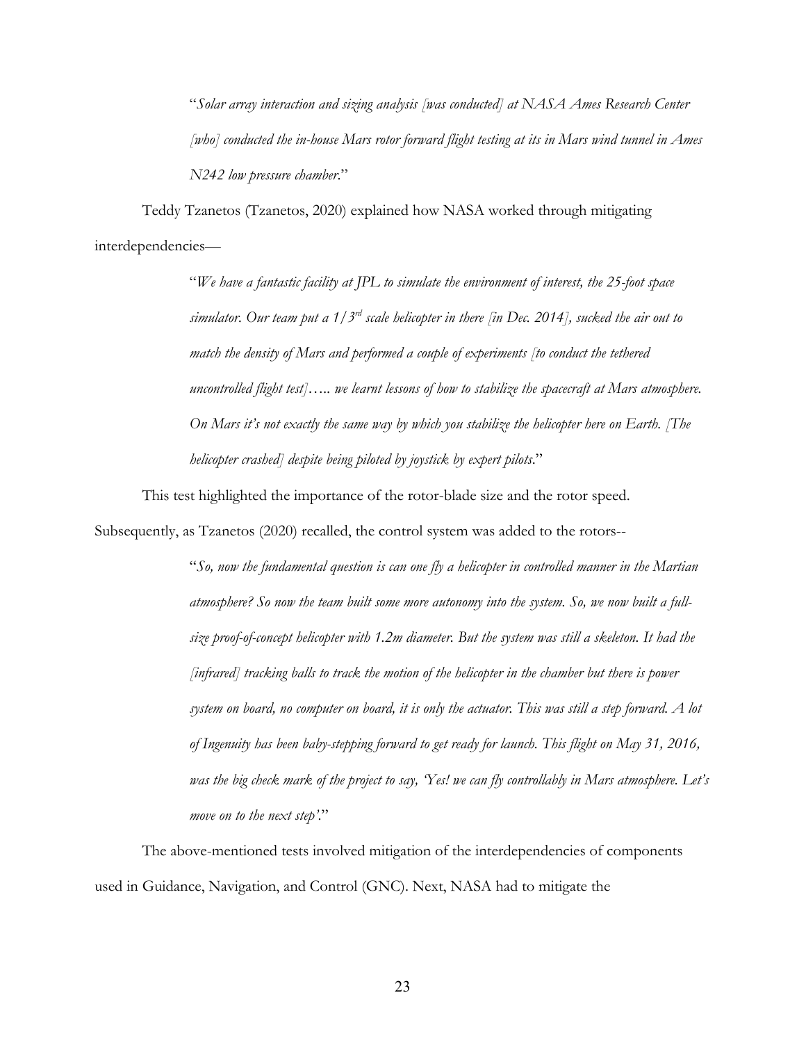"*Solar array interaction and sizing analysis [was conducted] at NASA Ames Research Center [who] conducted the in-house Mars rotor forward flight testing at its in Mars wind tunnel in Ames N242 low pressure chamber*."

Teddy Tzanetos (Tzanetos, 2020) explained how NASA worked through mitigating interdependencies—

"*We have a fantastic facility at JPL to simulate the environment of interest, the 25-foot space simulator. Our team put a 1/3rd scale helicopter in there [in Dec. 2014], sucked the air out to match the density of Mars and performed a couple of experiments [to conduct the tethered uncontrolled flight test]….. we learnt lessons of how to stabilize the spacecraft at Mars atmosphere. On Mars it's not exactly the same way by which you stabilize the helicopter here on Earth. [The helicopter crashed] despite being piloted by joystick by expert pilots*."

This test highlighted the importance of the rotor-blade size and the rotor speed. Subsequently, as Tzanetos (2020) recalled, the control system was added to the rotors--

"*So, now the fundamental question is can one fly a helicopter in controlled manner in the Martian atmosphere? So now the team built some more autonomy into the system. So, we now built a full-size proof-of-concept helicopter with 1.2m diameter. But the system was still a skeleton. It had the [infrared] tracking balls to track the motion of the helicopter in the chamber but there is power system on board, no computer on board, it is only the actuator. This was still a step forward. A lot of Ingenuity has been baby-stepping forward to get ready for launch. This flight on May 31, 2016, was the big check mark of the project to say, 'Yes! we can fly controllably in Mars atmosphere. Let's move on to the next step'*."

The above-mentioned tests involved mitigation of the interdependencies of components used in Guidance, Navigation, and Control (GNC). Next, NASA had to mitigate the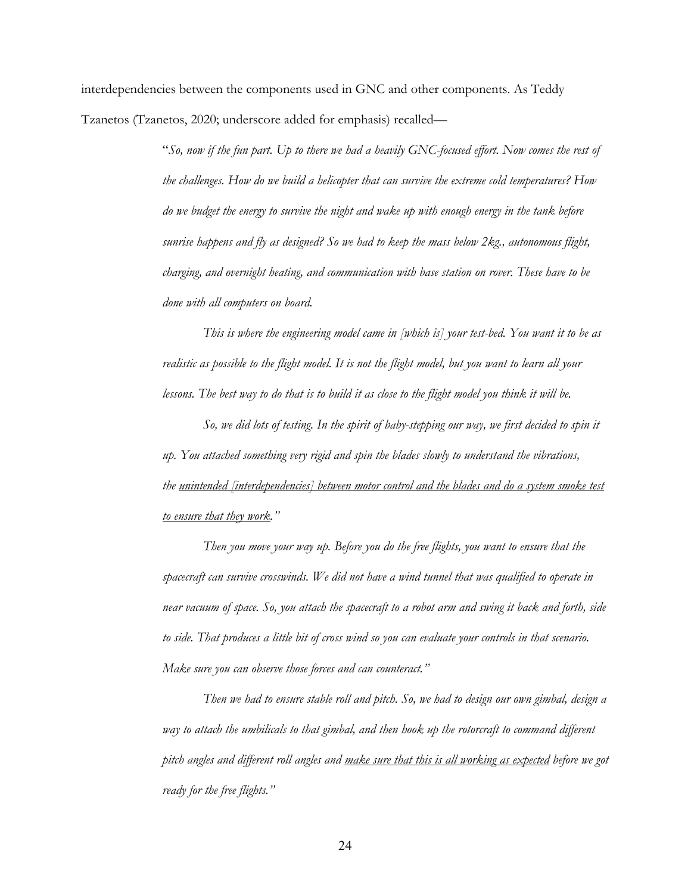interdependencies between the components used in GNC and other components. As Teddy Tzanetos (Tzanetos, 2020; underscore added for emphasis) recalled—

> "*So, now if the fun part. Up to there we had a heavily GNC-focused effort. Now comes the rest of the challenges. How do we build a helicopter that can survive the extreme cold temperatures? How do we budget the energy to survive the night and wake up with enough energy in the tank before sunrise happens and fly as designed? So we had to keep the mass below 2kg., autonomous flight, charging, and overnight heating, and communication with base station on rover. These have to be done with all computers on board.*
>
> *This is where the engineering model came in [which is] your test-bed. You want it to be as realistic as possible to the flight model. It is not the flight model, but you want to learn all your lessons. The best way to do that is to build it as close to the flight model you think it will be.*
>
> *So, we did lots of testing. In the spirit of baby-stepping our way, we first decided to spin it up. You attached something very rigid and spin the blades slowly to understand the vibrations, the <u>unintended [interdependencies] between motor control and the blades and do a system smoke test to ensure that they work</u>."*
>
> *Then you move your way up. Before you do the free flights, you want to ensure that the spacecraft can survive crosswinds. We did not have a wind tunnel that was qualified to operate in near vacuum of space. So, you attach the spacecraft to a robot arm and swing it back and forth, side to side. That produces a little bit of cross wind so you can evaluate your controls in that scenario. Make sure you can observe those forces and can counteract."*
>
> *Then we had to ensure stable roll and pitch. So, we had to design our own gimbal, design a way to attach the umbilicals to that gimbal, and then hook up the rotorcraft to command different pitch angles and different roll angles and <u>make sure that this is all working as expected</u> before we got ready for the free flights."*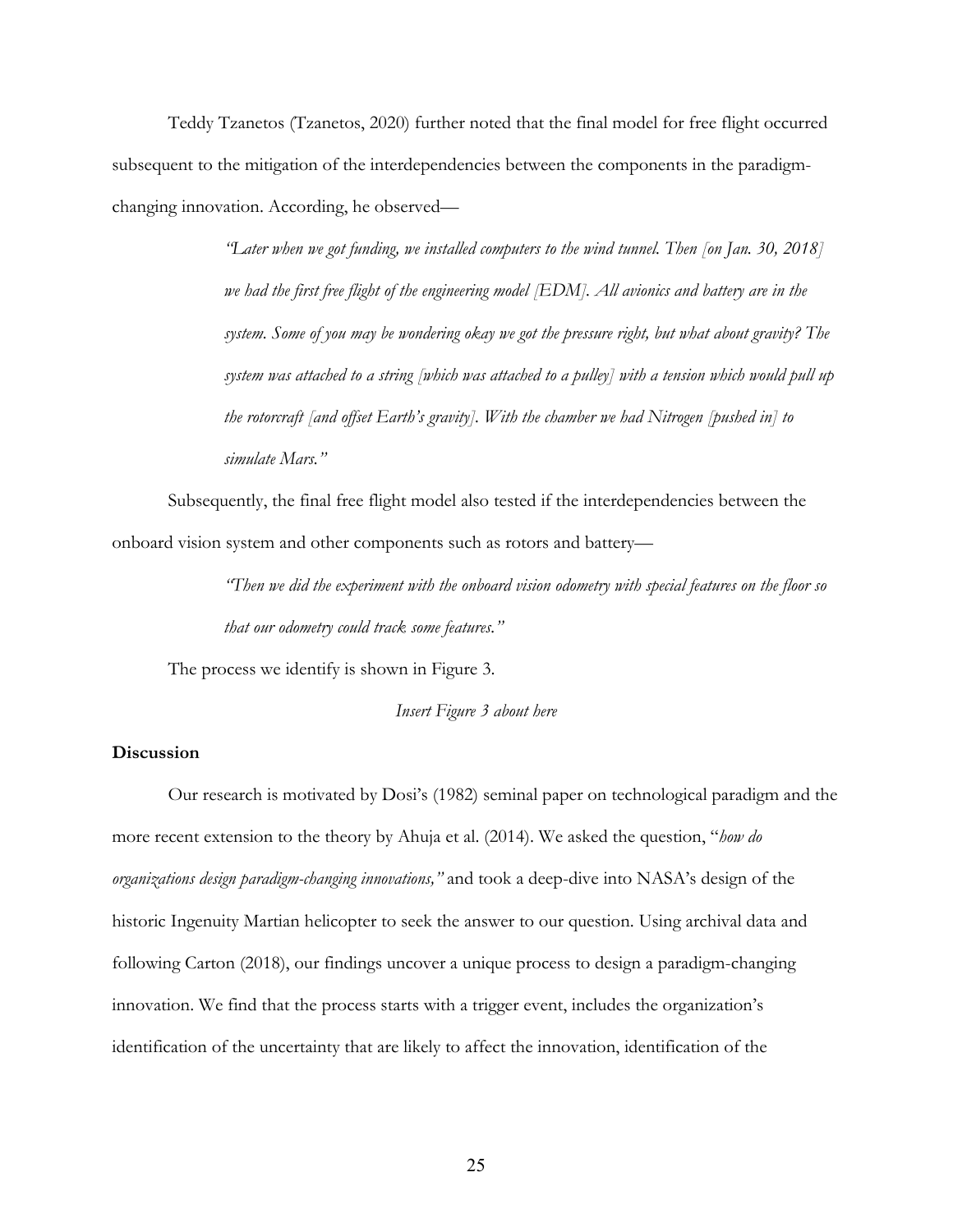Teddy Tzanetos (Tzanetos, 2020) further noted that the final model for free flight occurred subsequent to the mitigation of the interdependencies between the components in the paradigm-changing innovation. According, he observed—

> *"Later when we got funding, we installed computers to the wind tunnel. Then [on Jan. 30, 2018] we had the first free flight of the engineering model [EDM]. All avionics and battery are in the system. Some of you may be wondering okay we got the pressure right, but what about gravity? The system was attached to a string [which was attached to a pulley] with a tension which would pull up the rotorcraft [and offset Earth's gravity]. With the chamber we had Nitrogen [pushed in] to simulate Mars."*

Subsequently, the final free flight model also tested if the interdependencies between the onboard vision system and other components such as rotors and battery—

> *"Then we did the experiment with the onboard vision odometry with special features on the floor so that our odometry could track some features."*

The process we identify is shown in Figure 3.

*Insert Figure 3 about here*

**Discussion**

Our research is motivated by Dosi's (1982) seminal paper on technological paradigm and the more recent extension to the theory by Ahuja et al. (2014). We asked the question, "*how do organizations design paradigm-changing innovations,"* and took a deep-dive into NASA's design of the historic Ingenuity Martian helicopter to seek the answer to our question. Using archival data and following Carton (2018), our findings uncover a unique process to design a paradigm-changing innovation. We find that the process starts with a trigger event, includes the organization's identification of the uncertainty that are likely to affect the innovation, identification of the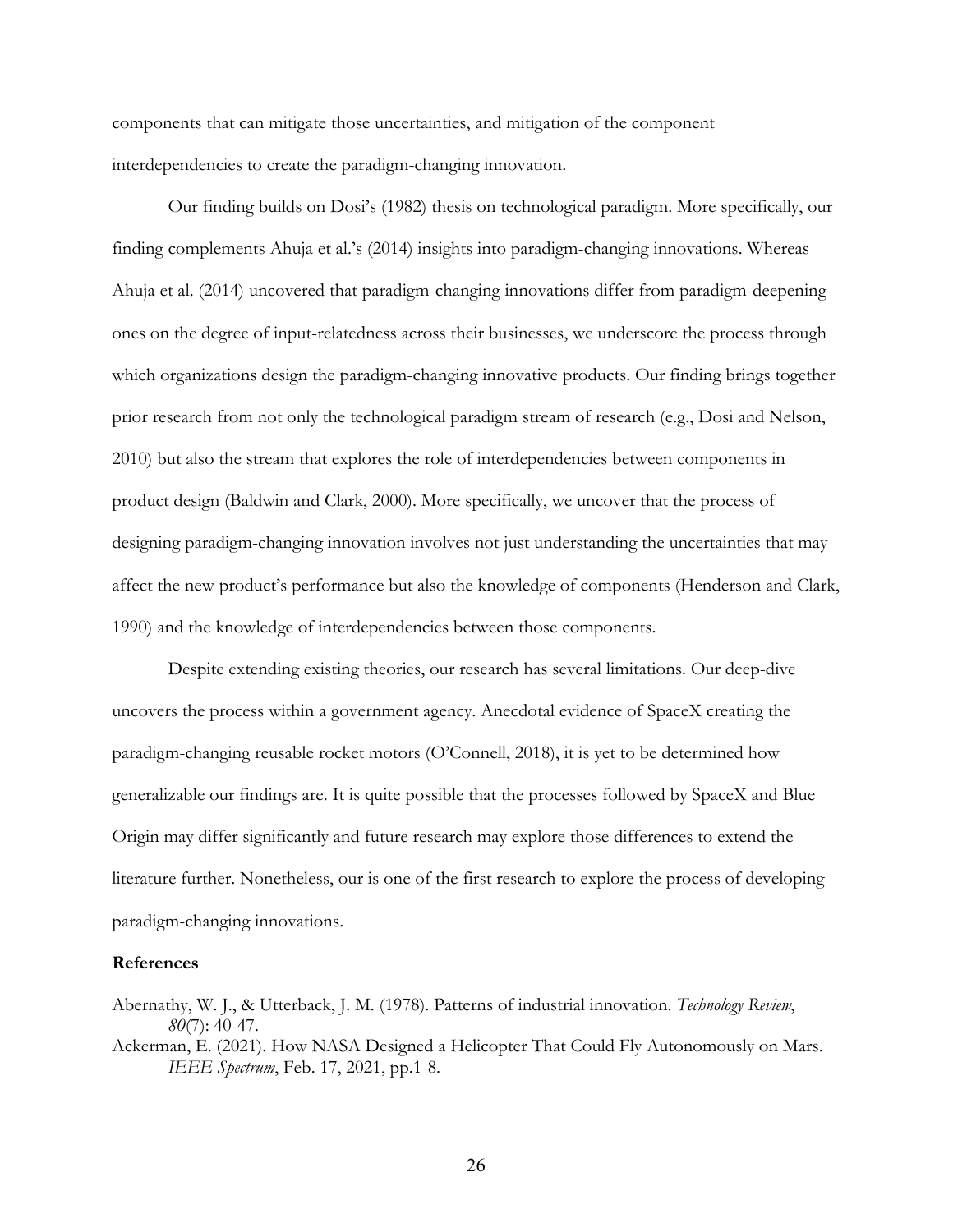components that can mitigate those uncertainties, and mitigation of the component interdependencies to create the paradigm-changing innovation.

Our finding builds on Dosi's (1982) thesis on technological paradigm. More specifically, our finding complements Ahuja et al.'s (2014) insights into paradigm-changing innovations. Whereas Ahuja et al. (2014) uncovered that paradigm-changing innovations differ from paradigm-deepening ones on the degree of input-relatedness across their businesses, we underscore the process through which organizations design the paradigm-changing innovative products. Our finding brings together prior research from not only the technological paradigm stream of research (e.g., Dosi and Nelson, 2010) but also the stream that explores the role of interdependencies between components in product design (Baldwin and Clark, 2000). More specifically, we uncover that the process of designing paradigm-changing innovation involves not just understanding the uncertainties that may affect the new product's performance but also the knowledge of components (Henderson and Clark, 1990) and the knowledge of interdependencies between those components.

Despite extending existing theories, our research has several limitations. Our deep-dive uncovers the process within a government agency. Anecdotal evidence of SpaceX creating the paradigm-changing reusable rocket motors (O'Connell, 2018), it is yet to be determined how generalizable our findings are. It is quite possible that the processes followed by SpaceX and Blue Origin may differ significantly and future research may explore those differences to extend the literature further. Nonetheless, our is one of the first research to explore the process of developing paradigm-changing innovations.

**References**

Abernathy, W. J., & Utterback, J. M. (1978). Patterns of industrial innovation. *Technology Review*, *80*(7): 40-47.

Ackerman, E. (2021). How NASA Designed a Helicopter That Could Fly Autonomously on Mars. *IEEE Spectrum*, Feb. 17, 2021, pp.1-8.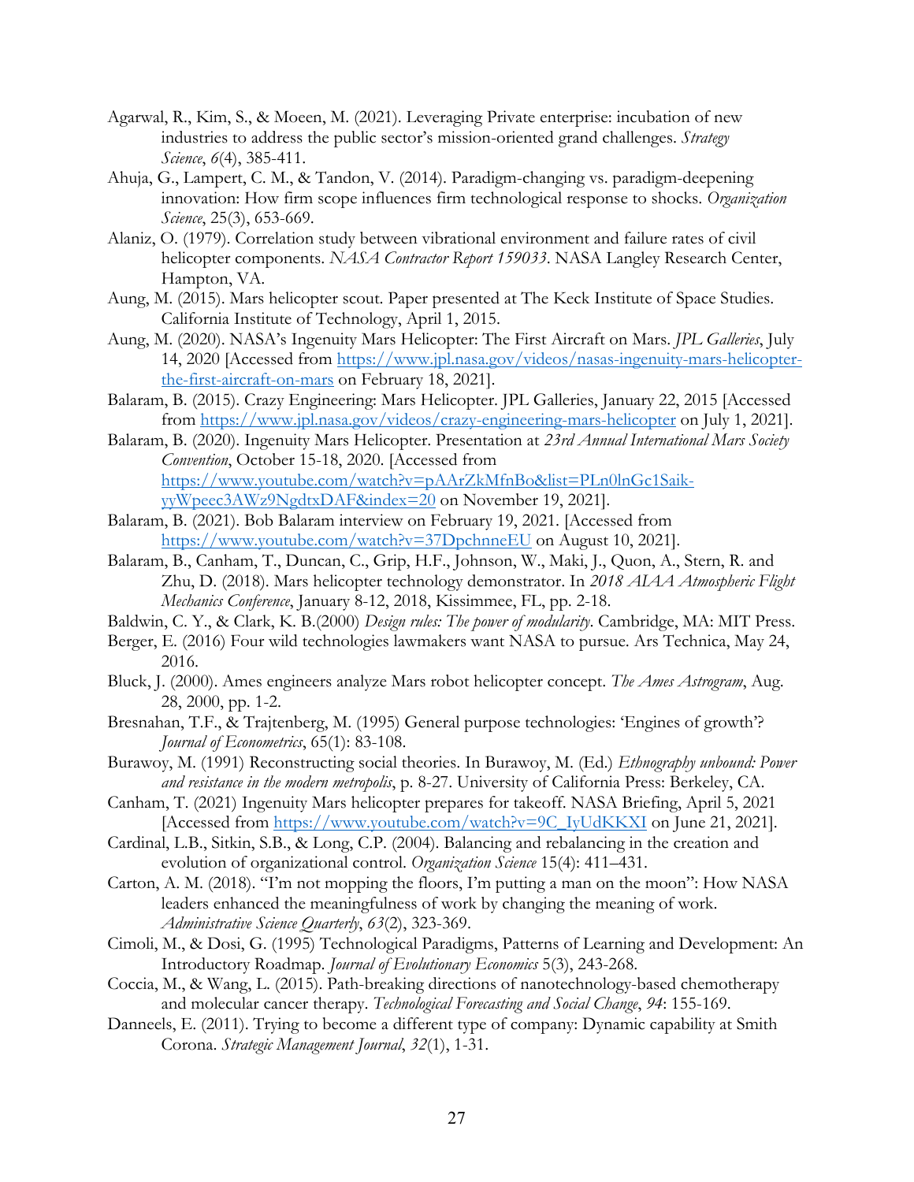Agarwal, R., Kim, S., & Moeen, M. (2021). Leveraging Private enterprise: incubation of new industries to address the public sector's mission-oriented grand challenges. *Strategy Science*, *6*(4), 385-411.

Ahuja, G., Lampert, C. M., & Tandon, V. (2014). Paradigm-changing vs. paradigm-deepening innovation: How firm scope influences firm technological response to shocks. *Organization Science*, 25(3), 653-669.

Alaniz, O. (1979). Correlation study between vibrational environment and failure rates of civil helicopter components. *NASA Contractor Report 159033*. NASA Langley Research Center, Hampton, VA.

Aung, M. (2015). Mars helicopter scout. Paper presented at The Keck Institute of Space Studies. California Institute of Technology, April 1, 2015.

Aung, M. (2020). NASA's Ingenuity Mars Helicopter: The First Aircraft on Mars. *JPL Galleries*, July 14, 2020 [Accessed from https://www.jpl.nasa.gov/videos/nasas-ingenuity-mars-helicopter-the-first-aircraft-on-mars on February 18, 2021].

Balaram, B. (2015). Crazy Engineering: Mars Helicopter. JPL Galleries, January 22, 2015 [Accessed from https://www.jpl.nasa.gov/videos/crazy-engineering-mars-helicopter on July 1, 2021].

Balaram, B. (2020). Ingenuity Mars Helicopter. Presentation at *23rd Annual International Mars Society Convention*, October 15-18, 2020. [Accessed from https://www.youtube.com/watch?v=pAArZkMfnBo&list=PLn0lnGc1Saik-yyWpeec3AWz9NgdtxDAF&index=20 on November 19, 2021].

Balaram, B. (2021). Bob Balaram interview on February 19, 2021. [Accessed from https://www.youtube.com/watch?v=37DpchnneEU on August 10, 2021].

Balaram, B., Canham, T., Duncan, C., Grip, H.F., Johnson, W., Maki, J., Quon, A., Stern, R. and Zhu, D. (2018). Mars helicopter technology demonstrator. In *2018 AIAA Atmospheric Flight Mechanics Conference*, January 8-12, 2018, Kissimmee, FL, pp. 2-18.

Baldwin, C. Y., & Clark, K. B.(2000) *Design rules: The power of modularity*. Cambridge, MA: MIT Press.

Berger, E. (2016) Four wild technologies lawmakers want NASA to pursue. Ars Technica, May 24, 2016.

Bluck, J. (2000). Ames engineers analyze Mars robot helicopter concept. *The Ames Astrogram*, Aug. 28, 2000, pp. 1-2.

Bresnahan, T.F., & Trajtenberg, M. (1995) General purpose technologies: 'Engines of growth'? *Journal of Econometrics*, 65(1): 83-108.

Burawoy, M. (1991) Reconstructing social theories. In Burawoy, M. (Ed.) *Ethnography unbound: Power and resistance in the modern metropolis*, p. 8-27. University of California Press: Berkeley, CA.

Canham, T. (2021) Ingenuity Mars helicopter prepares for takeoff. NASA Briefing, April 5, 2021 [Accessed from https://www.youtube.com/watch?v=9C_IyUdKKXI on June 21, 2021].

Cardinal, L.B., Sitkin, S.B., & Long, C.P. (2004). Balancing and rebalancing in the creation and evolution of organizational control. *Organization Science* 15(4): 411–431.

Carton, A. M. (2018). "I'm not mopping the floors, I'm putting a man on the moon": How NASA leaders enhanced the meaningfulness of work by changing the meaning of work. *Administrative Science Quarterly*, *63*(2), 323-369.

Cimoli, M., & Dosi, G. (1995) Technological Paradigms, Patterns of Learning and Development: An Introductory Roadmap. *Journal of Evolutionary Economics* 5(3), 243-268.

Coccia, M., & Wang, L. (2015). Path-breaking directions of nanotechnology-based chemotherapy and molecular cancer therapy. *Technological Forecasting and Social Change*, *94*: 155-169.

Danneels, E. (2011). Trying to become a different type of company: Dynamic capability at Smith Corona. *Strategic Management Journal*, *32*(1), 1-31.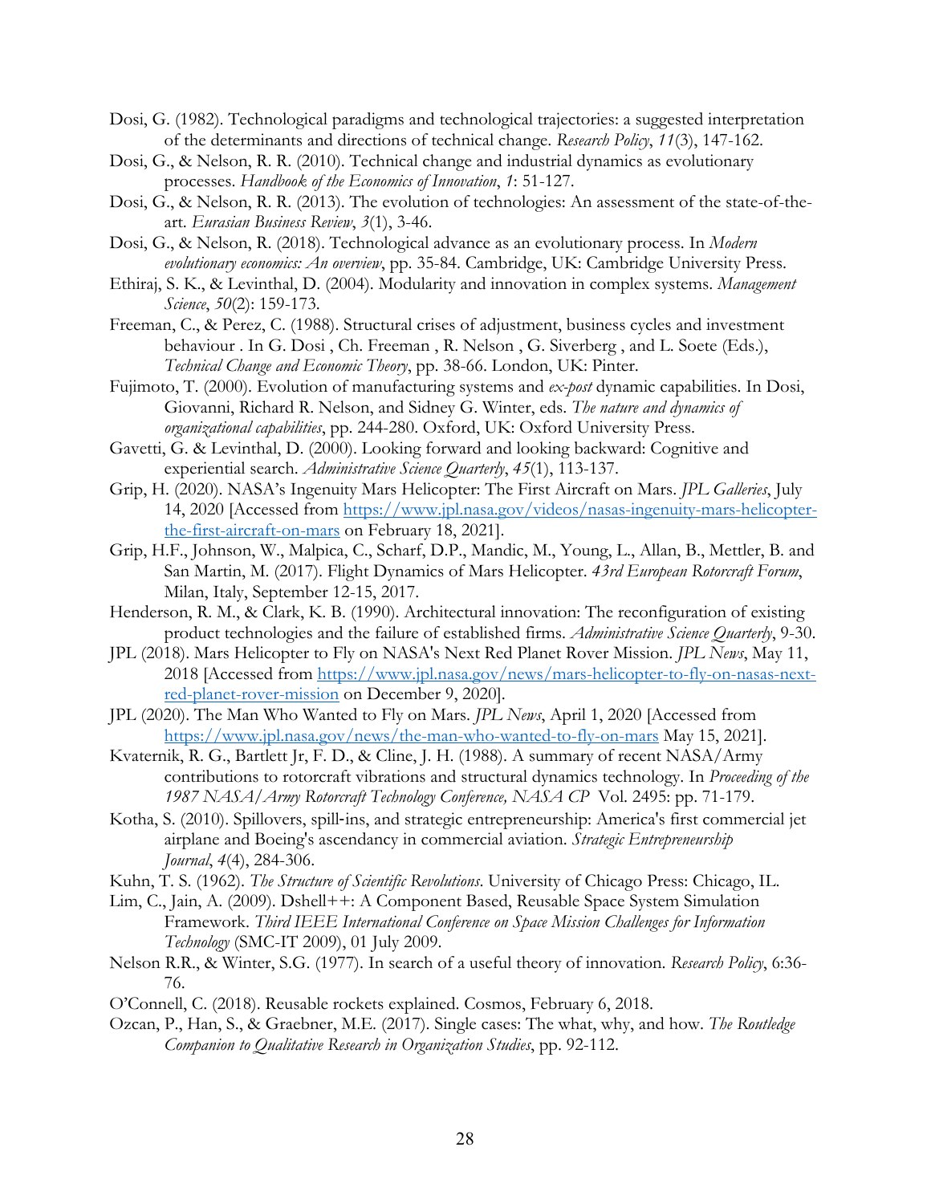Dosi, G. (1982). Technological paradigms and technological trajectories: a suggested interpretation of the determinants and directions of technical change. *Research Policy*, *11*(3), 147-162.

Dosi, G., & Nelson, R. R. (2010). Technical change and industrial dynamics as evolutionary processes. *Handbook of the Economics of Innovation*, *1*: 51-127.

Dosi, G., & Nelson, R. R. (2013). The evolution of technologies: An assessment of the state-of-the-art. *Eurasian Business Review*, *3*(1), 3-46.

Dosi, G., & Nelson, R. (2018). Technological advance as an evolutionary process. In *Modern evolutionary economics: An overview*, pp. 35-84. Cambridge, UK: Cambridge University Press.

Ethiraj, S. K., & Levinthal, D. (2004). Modularity and innovation in complex systems. *Management Science*, *50*(2): 159-173.

Freeman, C., & Perez, C. (1988). Structural crises of adjustment, business cycles and investment behaviour . In G. Dosi , Ch. Freeman , R. Nelson , G. Siverberg , and L. Soete (Eds.), *Technical Change and Economic Theory*, pp. 38-66. London, UK: Pinter.

Fujimoto, T. (2000). Evolution of manufacturing systems and *ex-post* dynamic capabilities. In Dosi, Giovanni, Richard R. Nelson, and Sidney G. Winter, eds. *The nature and dynamics of organizational capabilities*, pp. 244-280. Oxford, UK: Oxford University Press.

Gavetti, G. & Levinthal, D. (2000). Looking forward and looking backward: Cognitive and experiential search. *Administrative Science Quarterly*, *45*(1), 113-137.

Grip, H. (2020). NASA's Ingenuity Mars Helicopter: The First Aircraft on Mars. *JPL Galleries*, July 14, 2020 [Accessed from https://www.jpl.nasa.gov/videos/nasas-ingenuity-mars-helicopter-the-first-aircraft-on-mars on February 18, 2021].

Grip, H.F., Johnson, W., Malpica, C., Scharf, D.P., Mandic, M., Young, L., Allan, B., Mettler, B. and San Martin, M. (2017). Flight Dynamics of Mars Helicopter. *43rd European Rotorcraft Forum*, Milan, Italy, September 12-15, 2017.

Henderson, R. M., & Clark, K. B. (1990). Architectural innovation: The reconfiguration of existing product technologies and the failure of established firms. *Administrative Science Quarterly*, 9-30.

JPL (2018). Mars Helicopter to Fly on NASA's Next Red Planet Rover Mission. *JPL News*, May 11, 2018 [Accessed from https://www.jpl.nasa.gov/news/mars-helicopter-to-fly-on-nasas-next-red-planet-rover-mission on December 9, 2020].

JPL (2020). The Man Who Wanted to Fly on Mars. *JPL News*, April 1, 2020 [Accessed from https://www.jpl.nasa.gov/news/the-man-who-wanted-to-fly-on-mars May 15, 2021].

Kvaternik, R. G., Bartlett Jr, F. D., & Cline, J. H. (1988). A summary of recent NASA/Army contributions to rotorcraft vibrations and structural dynamics technology. In *Proceeding of the 1987 NASA/Army Rotorcraft Technology Conference, NASA CP* Vol. 2495: pp. 71-179.

Kotha, S. (2010). Spillovers, spill‐ins, and strategic entrepreneurship: America's first commercial jet airplane and Boeing's ascendancy in commercial aviation. *Strategic Entrepreneurship Journal*, *4*(4), 284-306.

Kuhn, T. S. (1962). *The Structure of Scientific Revolutions*. University of Chicago Press: Chicago, IL.

Lim, C., Jain, A. (2009). Dshell++: A Component Based, Reusable Space System Simulation Framework. *Third IEEE International Conference on Space Mission Challenges for Information Technology* (SMC-IT 2009), 01 July 2009.

Nelson R.R., & Winter, S.G. (1977). In search of a useful theory of innovation. *Research Policy*, 6:36-76.

O'Connell, C. (2018). Reusable rockets explained. Cosmos, February 6, 2018.

Ozcan, P., Han, S., & Graebner, M.E. (2017). Single cases: The what, why, and how. *The Routledge Companion to Qualitative Research in Organization Studies*, pp. 92-112.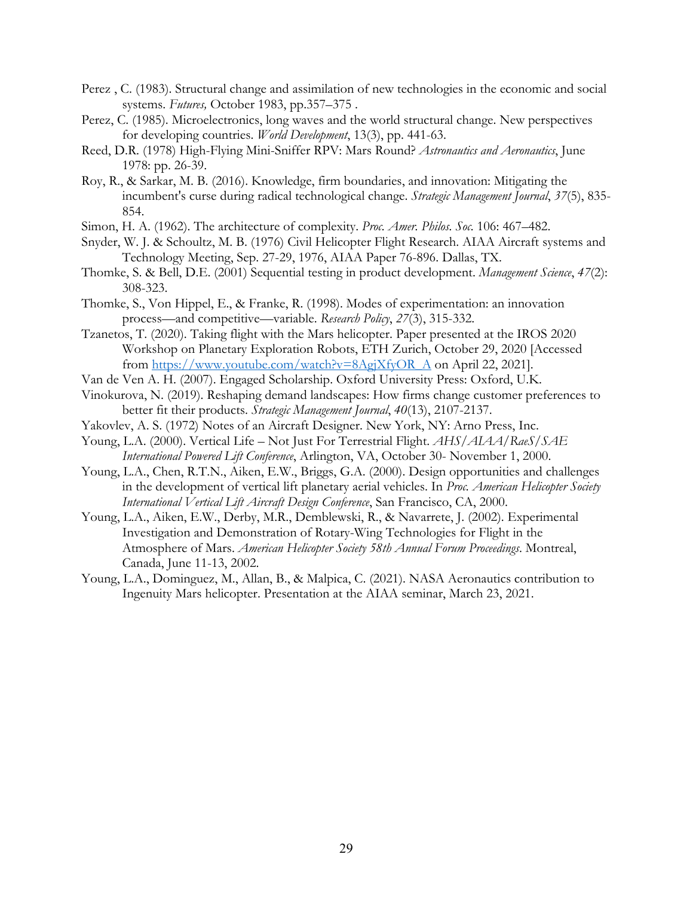Perez , C. (1983). Structural change and assimilation of new technologies in the economic and social systems. *Futures,* October 1983, pp.357–375 .

Perez, C. (1985). Microelectronics, long waves and the world structural change. New perspectives for developing countries. *World Development*, 13(3), pp. 441-63.

Reed, D.R. (1978) High-Flying Mini-Sniffer RPV: Mars Round? *Astronautics and Aeronautics*, June 1978: pp. 26-39.

Roy, R., & Sarkar, M. B. (2016). Knowledge, firm boundaries, and innovation: Mitigating the incumbent's curse during radical technological change. *Strategic Management Journal*, *37*(5), 835-854.

Simon, H. A. (1962). The architecture of complexity. *Proc. Amer. Philos. Soc.* 106: 467–482.

Snyder, W. J. & Schoultz, M. B. (1976) Civil Helicopter Flight Research. AIAA Aircraft systems and Technology Meeting, Sep. 27-29, 1976, AIAA Paper 76-896. Dallas, TX.

Thomke, S. & Bell, D.E. (2001) Sequential testing in product development. *Management Science*, *47*(2): 308-323.

Thomke, S., Von Hippel, E., & Franke, R. (1998). Modes of experimentation: an innovation process—and competitive—variable. *Research Policy*, *27*(3), 315-332.

Tzanetos, T. (2020). Taking flight with the Mars helicopter. Paper presented at the IROS 2020 Workshop on Planetary Exploration Robots, ETH Zurich, October 29, 2020 [Accessed from https://www.youtube.com/watch?v=8AgjXfyOR_A on April 22, 2021].

Van de Ven A. H. (2007). Engaged Scholarship. Oxford University Press: Oxford, U.K.

Vinokurova, N. (2019). Reshaping demand landscapes: How firms change customer preferences to better fit their products. *Strategic Management Journal*, *40*(13), 2107-2137.

Yakovlev, A. S. (1972) Notes of an Aircraft Designer. New York, NY: Arno Press, Inc.

Young, L.A. (2000). Vertical Life – Not Just For Terrestrial Flight. *AHS/AIAA/RaeS/SAE International Powered Lift Conference*, Arlington, VA, October 30- November 1, 2000.

Young, L.A., Chen, R.T.N., Aiken, E.W., Briggs, G.A. (2000). Design opportunities and challenges in the development of vertical lift planetary aerial vehicles. In *Proc. American Helicopter Society International Vertical Lift Aircraft Design Conference*, San Francisco, CA, 2000.

Young, L.A., Aiken, E.W., Derby, M.R., Demblewski, R., & Navarrete, J. (2002). Experimental Investigation and Demonstration of Rotary-Wing Technologies for Flight in the Atmosphere of Mars. *American Helicopter Society 58th Annual Forum Proceedings*. Montreal, Canada, June 11-13, 2002.

Young, L.A., Dominguez, M., Allan, B., & Malpica, C. (2021). NASA Aeronautics contribution to Ingenuity Mars helicopter. Presentation at the AIAA seminar, March 23, 2021.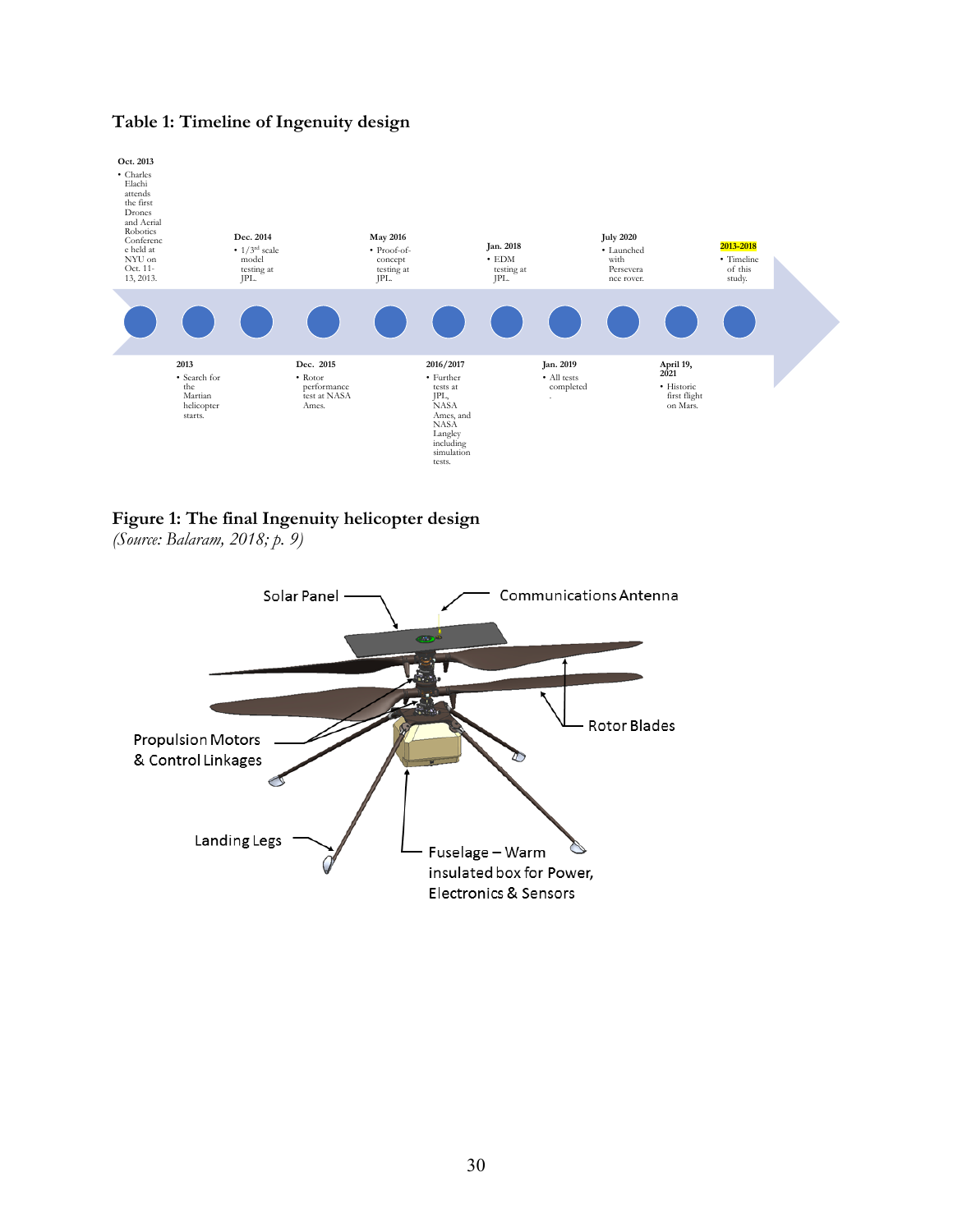**Table 1: Timeline of Ingenuity design**

Oct. 2013
- Charles Elachi attends the first Drones and Aerial Robotics Conference held at NYU on Oct. 11-13, 2013.

2013
- Search for the Martian helicopter starts.

Dec. 2014
- 1/3rd scale model testing at JPL.

Dec. 2015
- Rotor performance test at NASA Ames.

May 2016
- Proof-of-concept testing at JPL.

2016/2017
- Further tests at JPL, NASA Ames, and NASA Langley including simulation tests.

Jan. 2018
- EDM testing at JPL.

Jan. 2019
- All tests completed.

July 2020
- Launched with Perseverance rover.

April 19, 2021
- Historic first flight on Mars.

2013-2018
- Timeline of this study.

**Figure 1: The final Ingenuity helicopter design**
*(Source: Balaram, 2018; p. 9)*

Solar Panel

Communications Antenna

Rotor Blades

Propulsion Motors & Control Linkages

Landing Legs

Fuselage – Warm insulated box for Power, Electronics & Sensors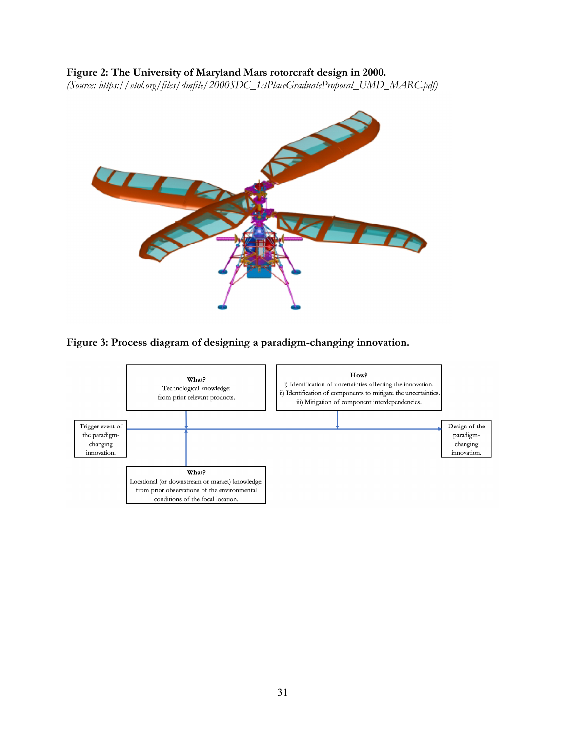**Figure 2: The University of Maryland Mars rotorcraft design in 2000.**
*(Source: https://vtol.org/files/dmfile/2000SDC_1stPlaceGraduateProposal_UMD_MARC.pdf)*

**Figure 3: Process diagram of designing a paradigm-changing innovation.**

What?
Technological knowledge:
from prior relevant products.

How?
i) Identification of uncertainties affecting the innovation.
ii) Identification of components to mitigate the uncertainties.
iii) Mitigation of component interdependencies.

Trigger event of the paradigm-changing innovation.

Design of the paradigm-changing innovation.

What?
Locational (or downstream or market) knowledge:
from prior observations of the environmental conditions of the focal location.